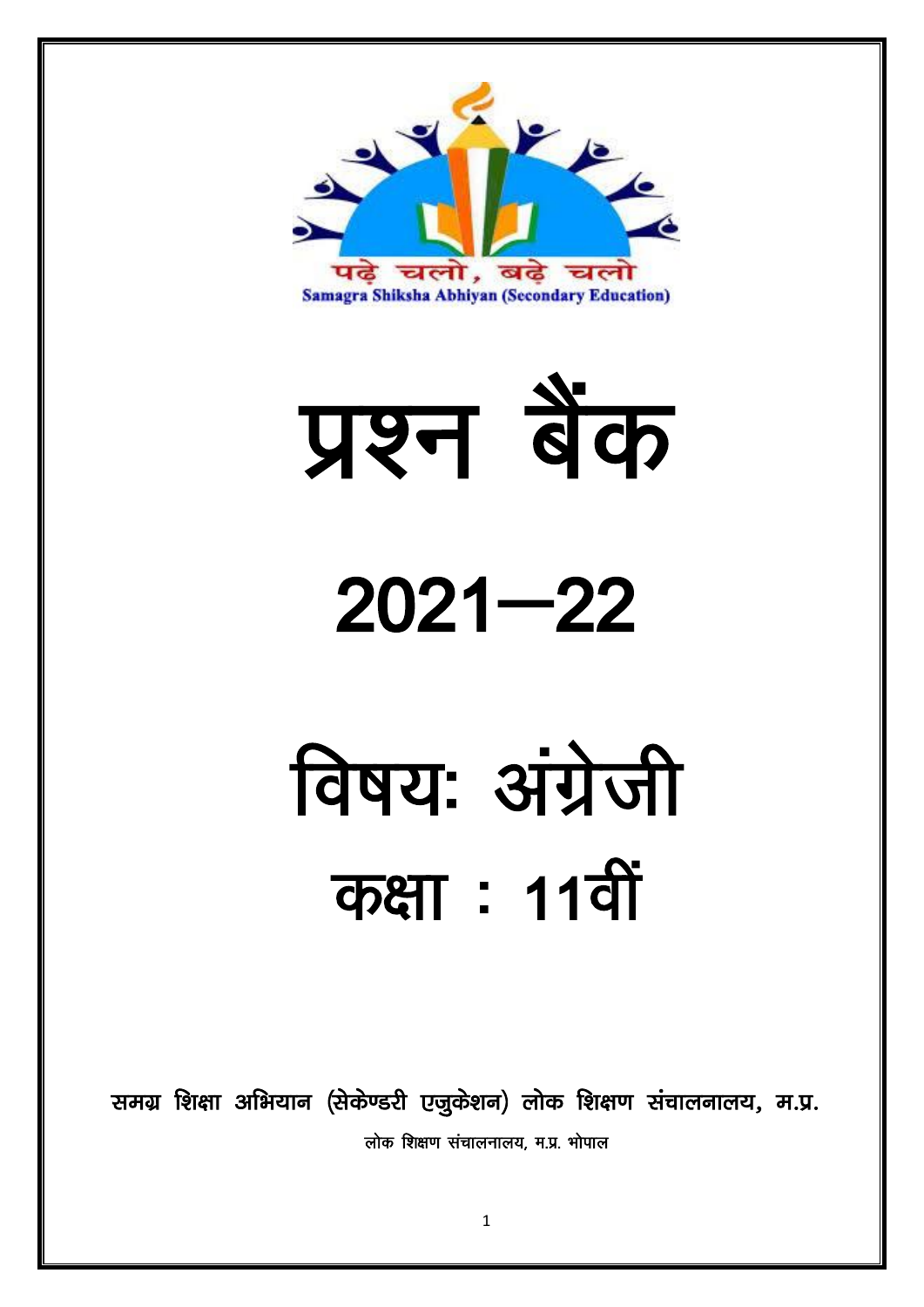पढ़े चलो, बढ़े चलो

Samagra Shiksha Abhiyan (Secondary Education)

# प्रश्न बैंक

# 2021—22

# विषयः अंग्रेजी

# कक्षा : 11वीं

**समग्र शिक्षा अभियान (सेकेण्डरी एजुकेशन) लोक शिक्षण संचालनालय, म.प्र.**

लोक शिक्षण संचालनालय, म.प्र. भोपाल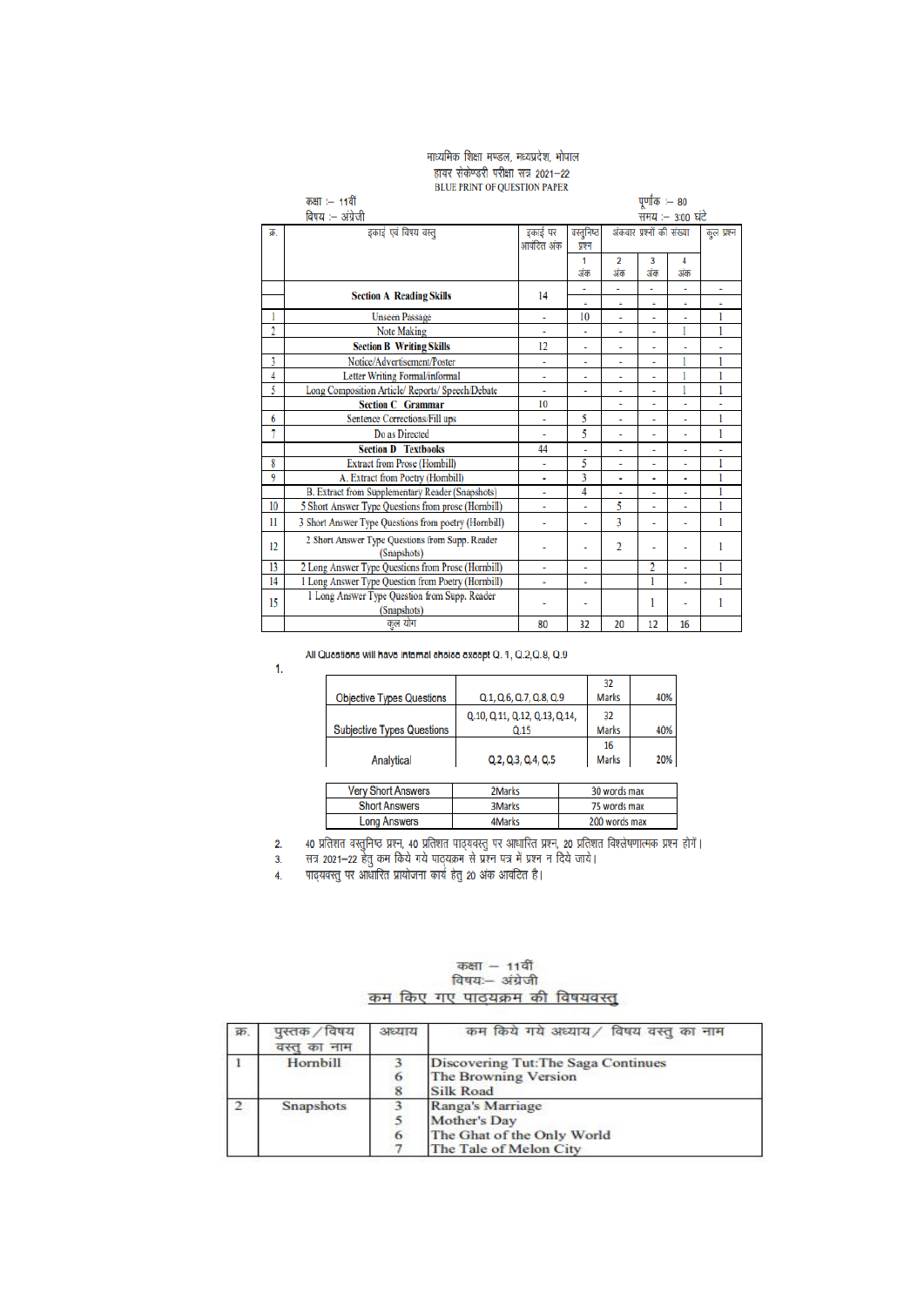# माध्यमिक शिक्षा मण्डल, मध्यप्रदेश, भोपाल

## हायर सेकेण्डरी परीक्षा सत्र 2021–22

### BLUE PRINT OF QUESTION PAPER

कक्षा :– 11वीं
विषय :– अंग्रेजी

पूर्णांक :– 80
समय :– 3:00 घंटे

| क्र. | इकाई एवं विषय वस्तु | इकाई पर आवंटित अंक | वस्तुनिष्ठ प्रश्न | अंकवार प्रश्नों की संख्या | | | कुल प्रश्न |
|---|---|---|---|---|---|---|---|
| | | | 1 अंक | 2 अंक | 3 अंक | 4 अंक | |
| | **Section A Reading Skills** | 14 | - | - | - | - | - |
| 1 | Unseen Passage | - | 10 | - | - | - | 1 |
| 2 | Note Making | - | - | - | - | 1 | 1 |
| | **Section B Writing Skills** | 12 | - | - | - | - | - |
| 3 | Notice/Advertisement/Poster | - | - | - | - | 1 | 1 |
| 4 | Letter Writing Formal/informal | - | - | - | - | 1 | 1 |
| 5 | Long Composition Article/ Reports/ Speech/Debate | - | - | - | - | 1 | 1 |
| | **Section C Grammar** | 10 | | - | - | - | - |
| 6 | Sentence Corrections/Fill ups | - | 5 | - | - | - | 1 |
| 7 | Do as Directed | - | 5 | - | - | - | 1 |
| | **Section D Textbooks** | 44 | - | - | - | - | - |
| 8 | Extract from Prose (Hornbill) | - | 5 | - | - | - | 1 |
| 9 | A. Extract from Poetry (Hornbill) | - | 3 | - | - | - | 1 |
| | B. Extract from Supplementary Reader (Snapshots) | - | 4 | - | - | - | 1 |
| 10 | 5 Short Answer Type Questions from prose (Hornbill) | - | - | 5 | - | - | 1 |
| 11 | 3 Short Answer Type Questions from poetry (Hornbill) | - | - | 3 | - | - | 1 |
| 12 | 2 Short Answer Type Questions from Supp. Reader (Snapshots) | - | - | 2 | - | - | 1 |
| 13 | 2 Long Answer Type Questions from Prose (Hornbill) | - | - | | 2 | - | 1 |
| 14 | 1 Long Answer Type Question from Poetry (Hornbill) | - | - | | 1 | - | 1 |
| 15 | 1 Long Answer Type Question from Supp. Reader (Snapshots) | - | - | | 1 | - | 1 |
| | कुल योग | 80 | 32 | 20 | 12 | 16 | |

All Questions will have internal choice except Q. 1, Q.2,Q.8, Q.9

1.

| Objective Types Questions | Q.1, Q.6, Q.7, Q.8, Q.9 | 32 Marks | 40% |
|---|---|---|---|
| Subjective Types Questions | Q.10, Q.11, Q.12, Q.13, Q.14, Q.15 | 32 Marks | 40% |
| Analytical | Q.2, Q.3, Q.4, Q.5 | 16 Marks | 20% |

| Very Short Answers | 2Marks | 30 words max |
|---|---|---|
| Short Answers | 3Marks | 75 words max |
| Long Answers | 4Marks | 200 words max |

2. 40 प्रतिशत वस्तुनिष्ठ प्रश्न, 40 प्रतिशत पाठ्यवस्तु पर आधारित प्रश्न, 20 प्रतिशत विश्लेषणात्मक प्रश्न होगें।
3. सत्र 2021–22 हेतु कम किये गये पाठ्यक्रम से प्रश्न पत्र में प्रश्न न दिये जाये।
4. पाठ्यवस्तु पर आधारित प्रायोजना कार्य हेतु 20 अंक आवंटित है।

कक्षा – 11वीं
विषयः– अंग्रेजी

## कम किए गए पाठ्यक्रम की विषयवस्तु

| क्र. | पुस्तक / विषय वस्तु का नाम | अध्याय | कम किये गये अध्याय / विषय वस्तु का नाम |
|---|---|---|---|
| 1 | Hornbill | 3 | Discovering Tut:The Saga Continues |
| | | 6 | The Browning Version |
| | | 8 | Silk Road |
| 2 | Snapshots | 3 | Ranga's Marriage |
| | | 5 | Mother's Day |
| | | 6 | The Ghat of the Only World |
| | | 7 | The Tale of Melon City |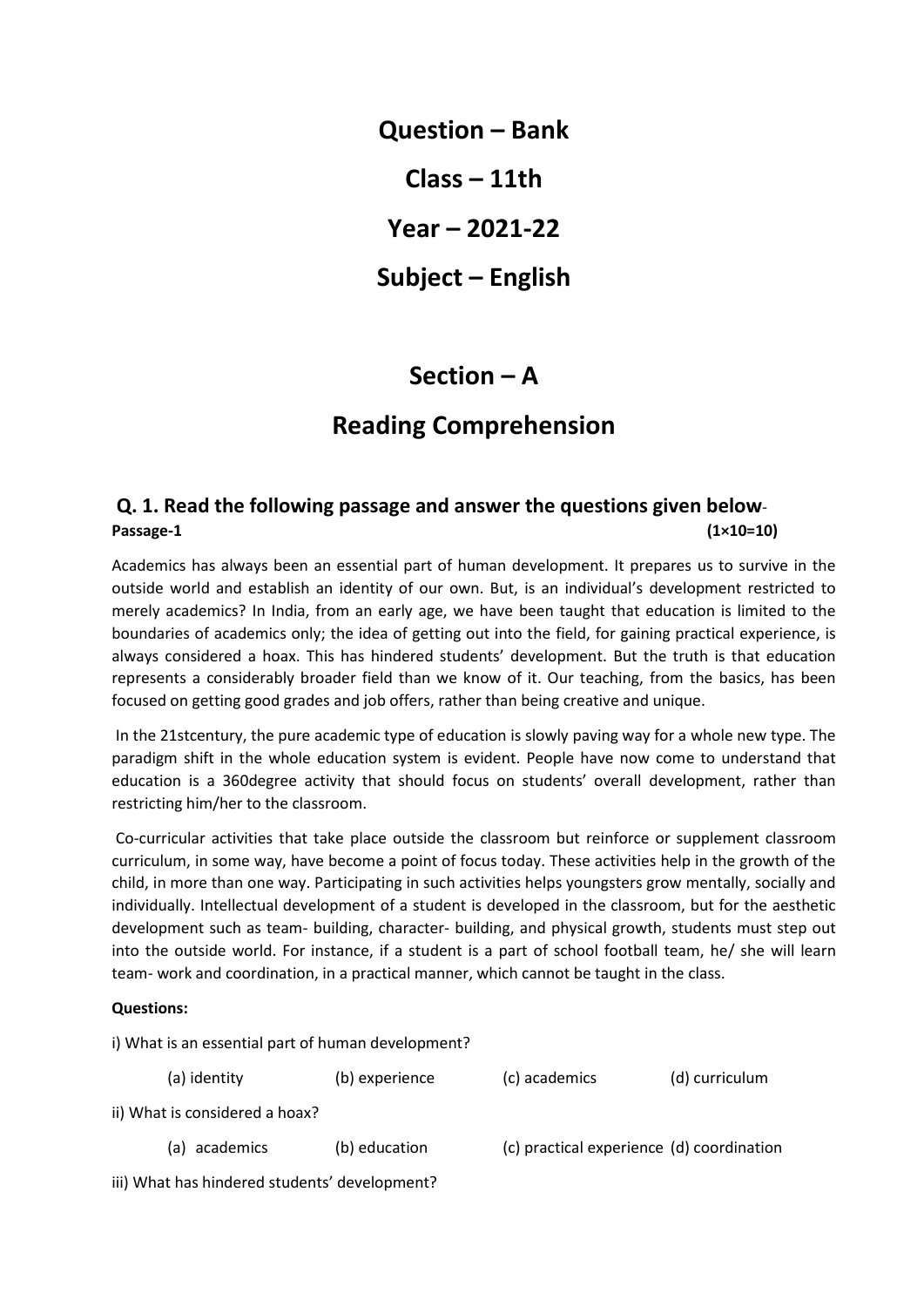# Question – Bank

# Class – 11th

# Year – 2021-22

# Subject – English

## Section – A

## Reading Comprehension

### Q. 1. Read the following passage and answer the questions given below-

**Passage-1** **(1×10=10)**

Academics has always been an essential part of human development. It prepares us to survive in the outside world and establish an identity of our own. But, is an individual's development restricted to merely academics? In India, from an early age, we have been taught that education is limited to the boundaries of academics only; the idea of getting out into the field, for gaining practical experience, is always considered a hoax. This has hindered students' development. But the truth is that education represents a considerably broader field than we know of it. Our teaching, from the basics, has been focused on getting good grades and job offers, rather than being creative and unique.

In the 21stcentury, the pure academic type of education is slowly paving way for a whole new type. The paradigm shift in the whole education system is evident. People have now come to understand that education is a 360degree activity that should focus on students' overall development, rather than restricting him/her to the classroom.

Co-curricular activities that take place outside the classroom but reinforce or supplement classroom curriculum, in some way, have become a point of focus today. These activities help in the growth of the child, in more than one way. Participating in such activities helps youngsters grow mentally, socially and individually. Intellectual development of a student is developed in the classroom, but for the aesthetic development such as team- building, character- building, and physical growth, students must step out into the outside world. For instance, if a student is a part of school football team, he/ she will learn team- work and coordination, in a practical manner, which cannot be taught in the class.

**Questions:**

i) What is an essential part of human development?

(a) identity (b) experience (c) academics (d) curriculum

ii) What is considered a hoax?

(a) academics (b) education (c) practical experience (d) coordination

iii) What has hindered students' development?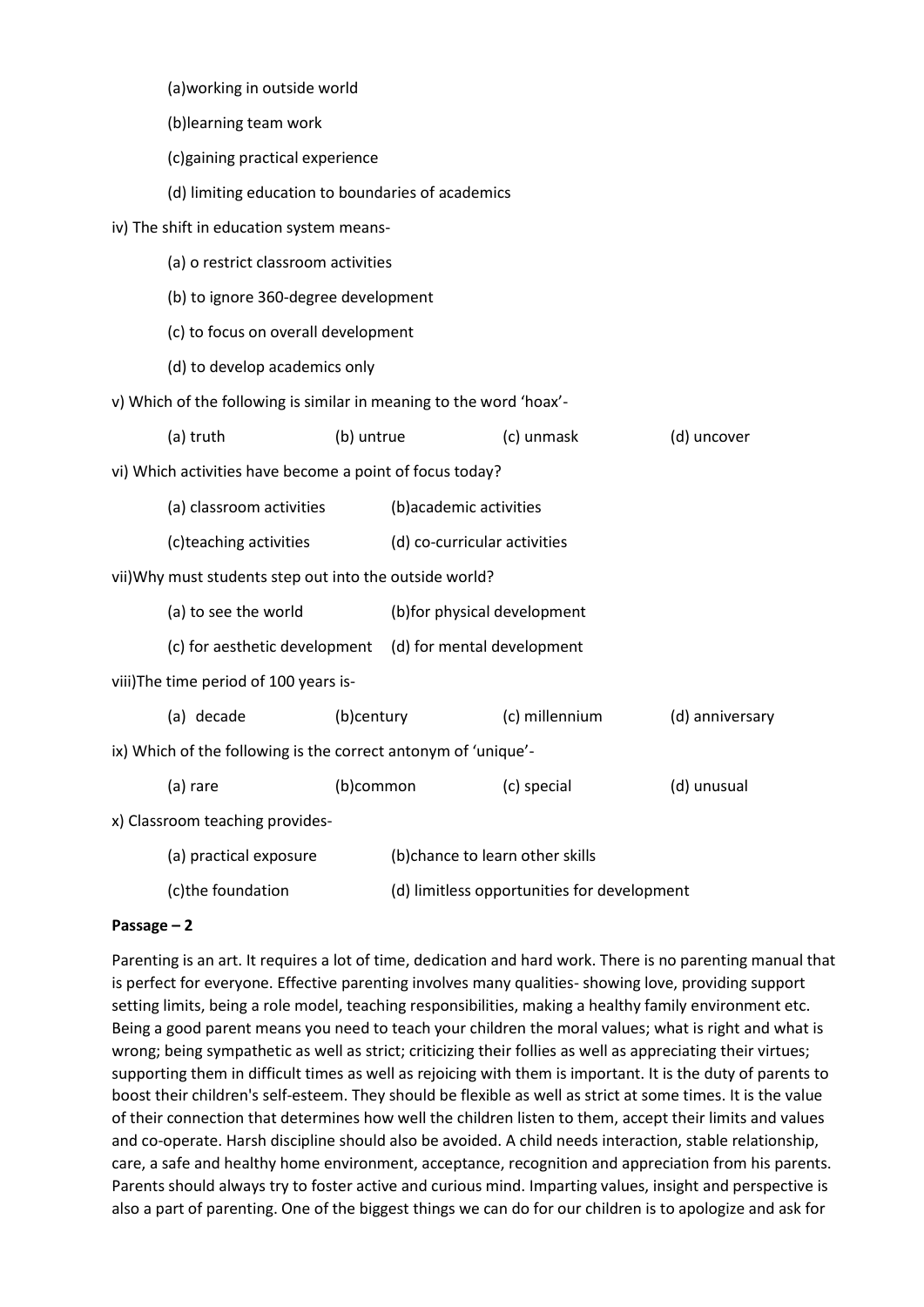(a)working in outside world

(b)learning team work

(c)gaining practical experience

(d) limiting education to boundaries of academics

iv) The shift in education system means-

(a) o restrict classroom activities

(b) to ignore 360-degree development

(c) to focus on overall development

(d) to develop academics only

v) Which of the following is similar in meaning to the word 'hoax'-

(a) truth (b) untrue (c) unmask (d) uncover

vi) Which activities have become a point of focus today?

(a) classroom activities (b)academic activities

(c)teaching activities (d) co-curricular activities

vii)Why must students step out into the outside world?

(a) to see the world (b)for physical development

(c) for aesthetic development (d) for mental development

viii)The time period of 100 years is-

(a) decade (b)century (c) millennium (d) anniversary

ix) Which of the following is the correct antonym of 'unique'-

(a) rare (b)common (c) special (d) unusual

x) Classroom teaching provides-

(a) practical exposure (b)chance to learn other skills

(c)the foundation (d) limitless opportunities for development

**Passage – 2**

Parenting is an art. It requires a lot of time, dedication and hard work. There is no parenting manual that is perfect for everyone. Effective parenting involves many qualities- showing love, providing support setting limits, being a role model, teaching responsibilities, making a healthy family environment etc. Being a good parent means you need to teach your children the moral values; what is right and what is wrong; being sympathetic as well as strict; criticizing their follies as well as appreciating their virtues; supporting them in difficult times as well as rejoicing with them is important. It is the duty of parents to boost their children's self-esteem. They should be flexible as well as strict at some times. It is the value of their connection that determines how well the children listen to them, accept their limits and values and co-operate. Harsh discipline should also be avoided. A child needs interaction, stable relationship, care, a safe and healthy home environment, acceptance, recognition and appreciation from his parents. Parents should always try to foster active and curious mind. Imparting values, insight and perspective is also a part of parenting. One of the biggest things we can do for our children is to apologize and ask for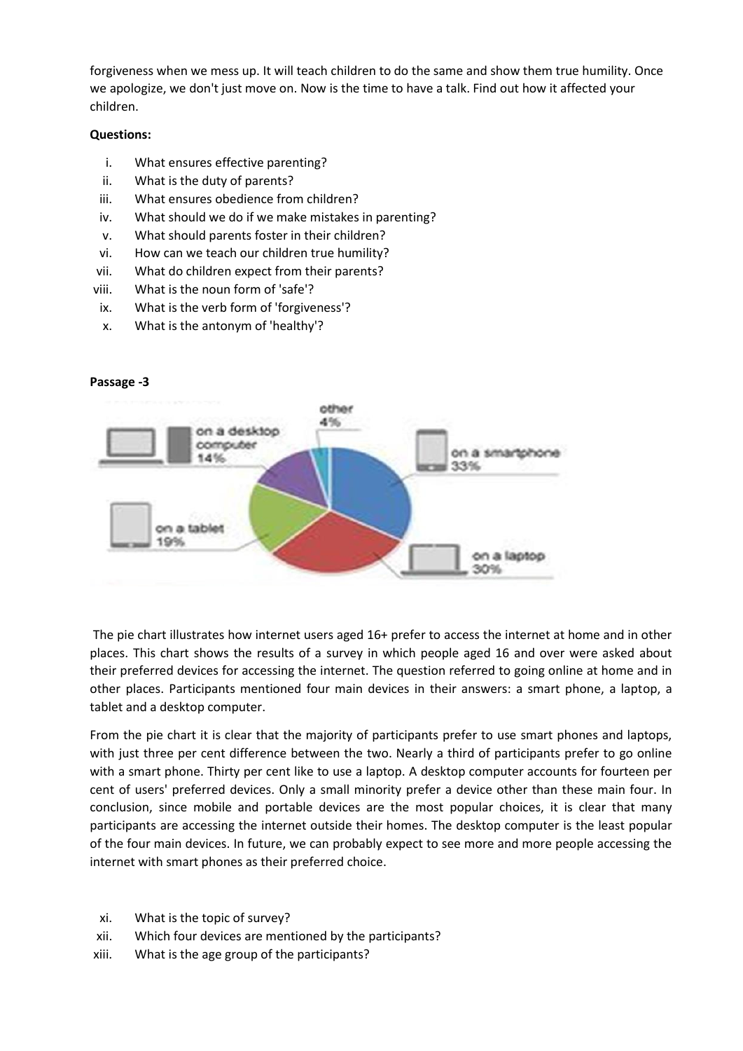forgiveness when we mess up. It will teach children to do the same and show them true humility. Once we apologize, we don't just move on. Now is the time to have a talk. Find out how it affected your children.

**Questions:**

i. What ensures effective parenting?
ii. What is the duty of parents?
iii. What ensures obedience from children?
iv. What should we do if we make mistakes in parenting?
v. What should parents foster in their children?
vi. How can we teach our children true humility?
vii. What do children expect from their parents?
viii. What is the noun form of 'safe'?
ix. What is the verb form of 'forgiveness'?
x. What is the antonym of 'healthy'?

**Passage -3**

other 4%

on a desktop computer 14%

on a smartphone 33%

on a tablet 19%

on a laptop 30%

The pie chart illustrates how internet users aged 16+ prefer to access the internet at home and in other places. This chart shows the results of a survey in which people aged 16 and over were asked about their preferred devices for accessing the internet. The question referred to going online at home and in other places. Participants mentioned four main devices in their answers: a smart phone, a laptop, a tablet and a desktop computer.

From the pie chart it is clear that the majority of participants prefer to use smart phones and laptops, with just three per cent difference between the two. Nearly a third of participants prefer to go online with a smart phone. Thirty per cent like to use a laptop. A desktop computer accounts for fourteen per cent of users' preferred devices. Only a small minority prefer a device other than these main four. In conclusion, since mobile and portable devices are the most popular choices, it is clear that many participants are accessing the internet outside their homes. The desktop computer is the least popular of the four main devices. In future, we can probably expect to see more and more people accessing the internet with smart phones as their preferred choice.

xi. What is the topic of survey?
xii. Which four devices are mentioned by the participants?
xiii. What is the age group of the participants?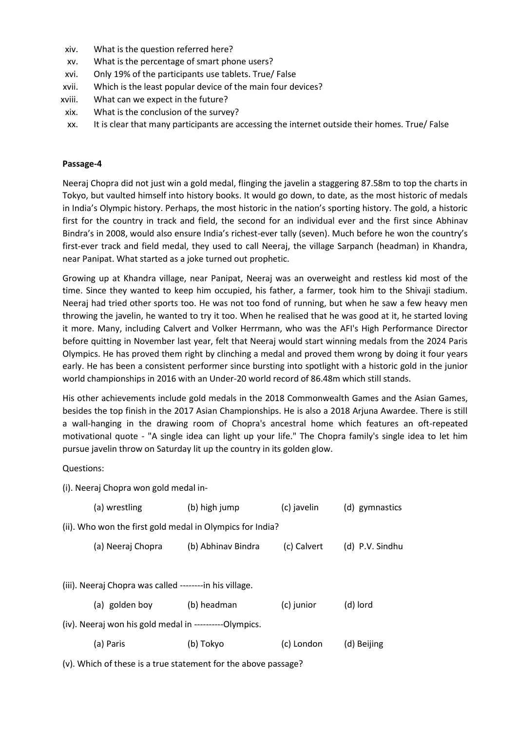xiv. What is the question referred here?

xv. What is the percentage of smart phone users?

xvi. Only 19% of the participants use tablets. True/ False

xvii. Which is the least popular device of the main four devices?

xviii. What can we expect in the future?

xix. What is the conclusion of the survey?

xx. It is clear that many participants are accessing the internet outside their homes. True/ False

**Passage-4**

Neeraj Chopra did not just win a gold medal, flinging the javelin a staggering 87.58m to top the charts in Tokyo, but vaulted himself into history books. It would go down, to date, as the most historic of medals in India's Olympic history. Perhaps, the most historic in the nation's sporting history. The gold, a historic first for the country in track and field, the second for an individual ever and the first since Abhinav Bindra's in 2008, would also ensure India's richest-ever tally (seven). Much before he won the country's first-ever track and field medal, they used to call Neeraj, the village Sarpanch (headman) in Khandra, near Panipat. What started as a joke turned out prophetic.

Growing up at Khandra village, near Panipat, Neeraj was an overweight and restless kid most of the time. Since they wanted to keep him occupied, his father, a farmer, took him to the Shivaji stadium. Neeraj had tried other sports too. He was not too fond of running, but when he saw a few heavy men throwing the javelin, he wanted to try it too. When he realised that he was good at it, he started loving it more. Many, including Calvert and Volker Herrmann, who was the AFI's High Performance Director before quitting in November last year, felt that Neeraj would start winning medals from the 2024 Paris Olympics. He has proved them right by clinching a medal and proved them wrong by doing it four years early. He has been a consistent performer since bursting into spotlight with a historic gold in the junior world championships in 2016 with an Under-20 world record of 86.48m which still stands.

His other achievements include gold medals in the 2018 Commonwealth Games and the Asian Games, besides the top finish in the 2017 Asian Championships. He is also a 2018 Arjuna Awardee. There is still a wall-hanging in the drawing room of Chopra's ancestral home which features an oft-repeated motivational quote - "A single idea can light up your life." The Chopra family's single idea to let him pursue javelin throw on Saturday lit up the country in its golden glow.

Questions:

(i). Neeraj Chopra won gold medal in-

(a) wrestling (b) high jump (c) javelin (d) gymnastics

(ii). Who won the first gold medal in Olympics for India?

(a) Neeraj Chopra (b) Abhinav Bindra (c) Calvert (d) P.V. Sindhu

(iii). Neeraj Chopra was called --------in his village.

(a) golden boy (b) headman (c) junior (d) lord

(iv). Neeraj won his gold medal in ----------Olympics.

(a) Paris (b) Tokyo (c) London (d) Beijing

(v). Which of these is a true statement for the above passage?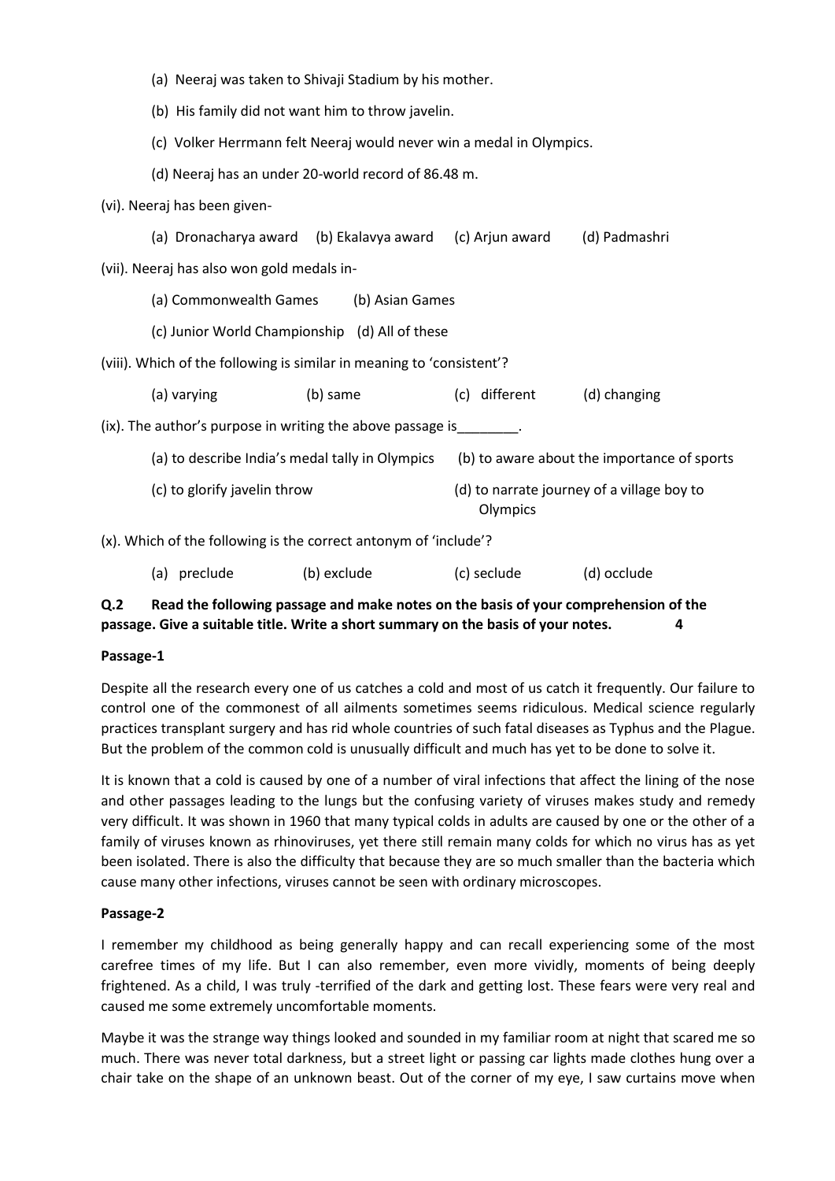(a) Neeraj was taken to Shivaji Stadium by his mother.

(b) His family did not want him to throw javelin.

(c) Volker Herrmann felt Neeraj would never win a medal in Olympics.

(d) Neeraj has an under 20-world record of 86.48 m.

(vi). Neeraj has been given-

(a) Dronacharya award (b) Ekalavya award (c) Arjun award (d) Padmashri

(vii). Neeraj has also won gold medals in-

(a) Commonwealth Games (b) Asian Games

(c) Junior World Championship (d) All of these

(viii). Which of the following is similar in meaning to 'consistent'?

(a) varying (b) same (c) different (d) changing

(ix). The author's purpose in writing the above passage is________.

(a) to describe India's medal tally in Olympics (b) to aware about the importance of sports

(c) to glorify javelin throw (d) to narrate journey of a village boy to Olympics

(x). Which of the following is the correct antonym of 'include'?

(a) preclude (b) exclude (c) seclude (d) occlude

**Q.2 Read the following passage and make notes on the basis of your comprehension of the passage. Give a suitable title. Write a short summary on the basis of your notes. 4**

**Passage-1**

Despite all the research every one of us catches a cold and most of us catch it frequently. Our failure to control one of the commonest of all ailments sometimes seems ridiculous. Medical science regularly practices transplant surgery and has rid whole countries of such fatal diseases as Typhus and the Plague. But the problem of the common cold is unusually difficult and much has yet to be done to solve it.

It is known that a cold is caused by one of a number of viral infections that affect the lining of the nose and other passages leading to the lungs but the confusing variety of viruses makes study and remedy very difficult. It was shown in 1960 that many typical colds in adults are caused by one or the other of a family of viruses known as rhinoviruses, yet there still remain many colds for which no virus has as yet been isolated. There is also the difficulty that because they are so much smaller than the bacteria which cause many other infections, viruses cannot be seen with ordinary microscopes.

**Passage-2**

I remember my childhood as being generally happy and can recall experiencing some of the most carefree times of my life. But I can also remember, even more vividly, moments of being deeply frightened. As a child, I was truly -terrified of the dark and getting lost. These fears were very real and caused me some extremely uncomfortable moments.

Maybe it was the strange way things looked and sounded in my familiar room at night that scared me so much. There was never total darkness, but a street light or passing car lights made clothes hung over a chair take on the shape of an unknown beast. Out of the corner of my eye, I saw curtains move when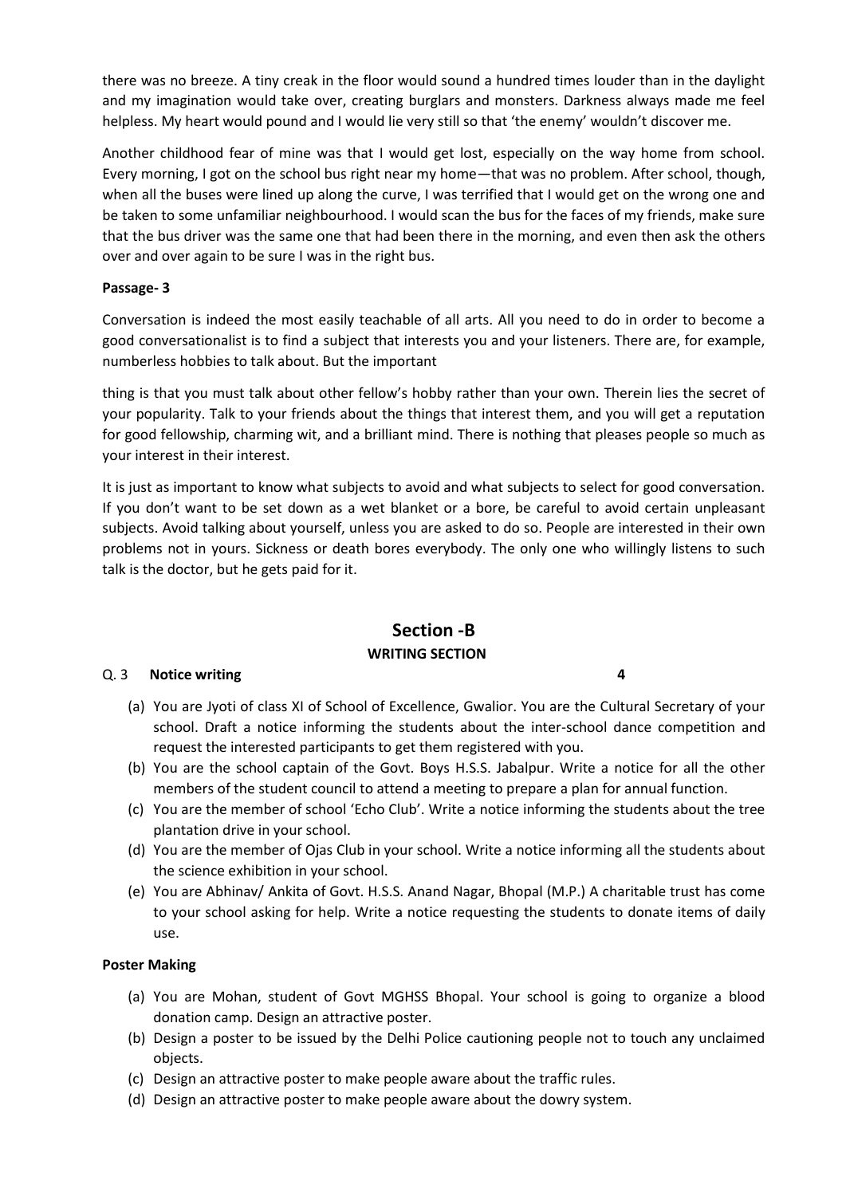there was no breeze. A tiny creak in the floor would sound a hundred times louder than in the daylight and my imagination would take over, creating burglars and monsters. Darkness always made me feel helpless. My heart would pound and I would lie very still so that 'the enemy' wouldn't discover me.

Another childhood fear of mine was that I would get lost, especially on the way home from school. Every morning, I got on the school bus right near my home—that was no problem. After school, though, when all the buses were lined up along the curve, I was terrified that I would get on the wrong one and be taken to some unfamiliar neighbourhood. I would scan the bus for the faces of my friends, make sure that the bus driver was the same one that had been there in the morning, and even then ask the others over and over again to be sure I was in the right bus.

**Passage- 3**

Conversation is indeed the most easily teachable of all arts. All you need to do in order to become a good conversationalist is to find a subject that interests you and your listeners. There are, for example, numberless hobbies to talk about. But the important

thing is that you must talk about other fellow's hobby rather than your own. Therein lies the secret of your popularity. Talk to your friends about the things that interest them, and you will get a reputation for good fellowship, charming wit, and a brilliant mind. There is nothing that pleases people so much as your interest in their interest.

It is just as important to know what subjects to avoid and what subjects to select for good conversation. If you don't want to be set down as a wet blanket or a bore, be careful to avoid certain unpleasant subjects. Avoid talking about yourself, unless you are asked to do so. People are interested in their own problems not in yours. Sickness or death bores everybody. The only one who willingly listens to such talk is the doctor, but he gets paid for it.

## Section -B

### WRITING SECTION

Q. 3 **Notice writing** **4**

(a) You are Jyoti of class XI of School of Excellence, Gwalior. You are the Cultural Secretary of your school. Draft a notice informing the students about the inter-school dance competition and request the interested participants to get them registered with you.

(b) You are the school captain of the Govt. Boys H.S.S. Jabalpur. Write a notice for all the other members of the student council to attend a meeting to prepare a plan for annual function.

(c) You are the member of school 'Echo Club'. Write a notice informing the students about the tree plantation drive in your school.

(d) You are the member of Ojas Club in your school. Write a notice informing all the students about the science exhibition in your school.

(e) You are Abhinav/ Ankita of Govt. H.S.S. Anand Nagar, Bhopal (M.P.) A charitable trust has come to your school asking for help. Write a notice requesting the students to donate items of daily use.

**Poster Making**

(a) You are Mohan, student of Govt MGHSS Bhopal. Your school is going to organize a blood donation camp. Design an attractive poster.

(b) Design a poster to be issued by the Delhi Police cautioning people not to touch any unclaimed objects.

(c) Design an attractive poster to make people aware about the traffic rules.

(d) Design an attractive poster to make people aware about the dowry system.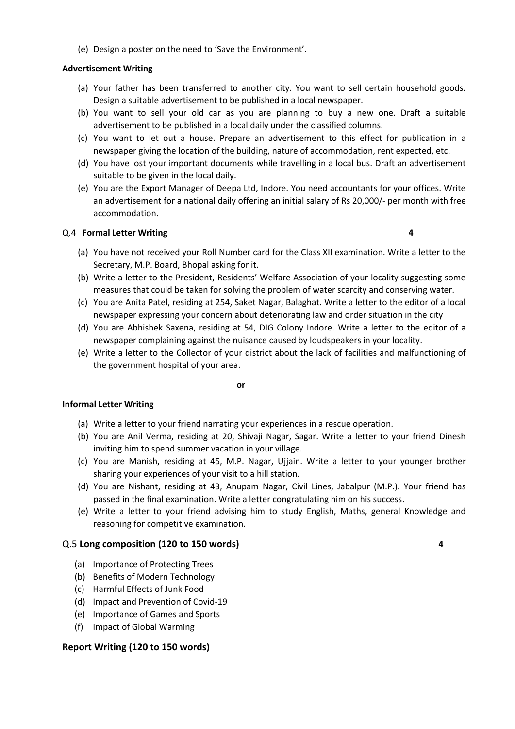(e) Design a poster on the need to 'Save the Environment'.

**Advertisement Writing**

(a) Your father has been transferred to another city. You want to sell certain household goods. Design a suitable advertisement to be published in a local newspaper.
(b) You want to sell your old car as you are planning to buy a new one. Draft a suitable advertisement to be published in a local daily under the classified columns.
(c) You want to let out a house. Prepare an advertisement to this effect for publication in a newspaper giving the location of the building, nature of accommodation, rent expected, etc.
(d) You have lost your important documents while travelling in a local bus. Draft an advertisement suitable to be given in the local daily.
(e) You are the Export Manager of Deepa Ltd, Indore. You need accountants for your offices. Write an advertisement for a national daily offering an initial salary of Rs 20,000/- per month with free accommodation.

Q.4 **Formal Letter Writing** **4**

(a) You have not received your Roll Number card for the Class XII examination. Write a letter to the Secretary, M.P. Board, Bhopal asking for it.
(b) Write a letter to the President, Residents' Welfare Association of your locality suggesting some measures that could be taken for solving the problem of water scarcity and conserving water.
(c) You are Anita Patel, residing at 254, Saket Nagar, Balaghat. Write a letter to the editor of a local newspaper expressing your concern about deteriorating law and order situation in the city
(d) You are Abhishek Saxena, residing at 54, DIG Colony Indore. Write a letter to the editor of a newspaper complaining against the nuisance caused by loudspeakers in your locality.
(e) Write a letter to the Collector of your district about the lack of facilities and malfunctioning of the government hospital of your area.

**or**

**Informal Letter Writing**

(a) Write a letter to your friend narrating your experiences in a rescue operation.
(b) You are Anil Verma, residing at 20, Shivaji Nagar, Sagar. Write a letter to your friend Dinesh inviting him to spend summer vacation in your village.
(c) You are Manish, residing at 45, M.P. Nagar, Ujjain. Write a letter to your younger brother sharing your experiences of your visit to a hill station.
(d) You are Nishant, residing at 43, Anupam Nagar, Civil Lines, Jabalpur (M.P.). Your friend has passed in the final examination. Write a letter congratulating him on his success.
(e) Write a letter to your friend advising him to study English, Maths, general Knowledge and reasoning for competitive examination.

### Q.5 Long composition (120 to 150 words) **4**

(a) Importance of Protecting Trees
(b) Benefits of Modern Technology
(c) Harmful Effects of Junk Food
(d) Impact and Prevention of Covid-19
(e) Importance of Games and Sports
(f) Impact of Global Warming

### Report Writing (120 to 150 words)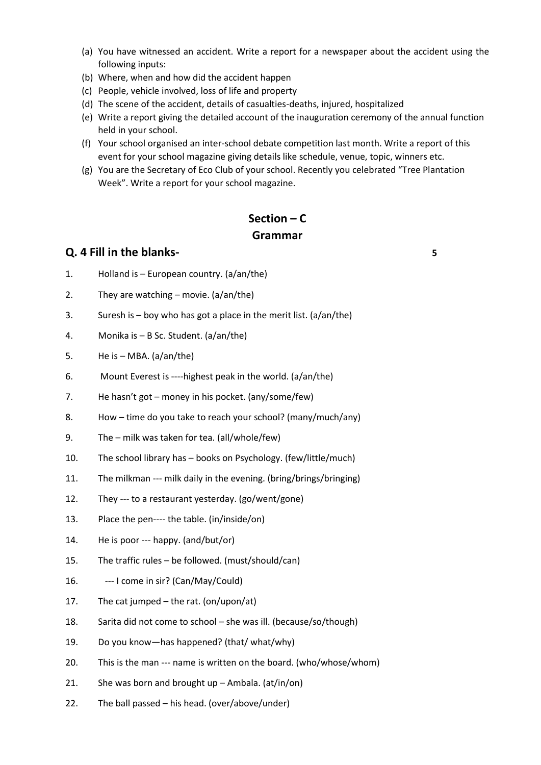(a) You have witnessed an accident. Write a report for a newspaper about the accident using the following inputs:

(b) Where, when and how did the accident happen

(c) People, vehicle involved, loss of life and property

(d) The scene of the accident, details of casualties-deaths, injured, hospitalized

(e) Write a report giving the detailed account of the inauguration ceremony of the annual function held in your school.

(f) Your school organised an inter-school debate competition last month. Write a report of this event for your school magazine giving details like schedule, venue, topic, winners etc.

(g) You are the Secretary of Eco Club of your school. Recently you celebrated "Tree Plantation Week". Write a report for your school magazine.

## Section – C
## Grammar

### Q. 4 Fill in the blanks- 5

1. Holland is – European country. (a/an/the)
2. They are watching – movie. (a/an/the)
3. Suresh is – boy who has got a place in the merit list. (a/an/the)
4. Monika is – B Sc. Student. (a/an/the)
5. He is – MBA. (a/an/the)
6. Mount Everest is ----highest peak in the world. (a/an/the)
7. He hasn't got – money in his pocket. (any/some/few)
8. How – time do you take to reach your school? (many/much/any)
9. The – milk was taken for tea. (all/whole/few)
10. The school library has – books on Psychology. (few/little/much)
11. The milkman --- milk daily in the evening. (bring/brings/bringing)
12. They --- to a restaurant yesterday. (go/went/gone)
13. Place the pen---- the table. (in/inside/on)
14. He is poor --- happy. (and/but/or)
15. The traffic rules – be followed. (must/should/can)
16. --- I come in sir? (Can/May/Could)
17. The cat jumped – the rat. (on/upon/at)
18. Sarita did not come to school – she was ill. (because/so/though)
19. Do you know—has happened? (that/ what/why)
20. This is the man --- name is written on the board. (who/whose/whom)
21. She was born and brought up – Ambala. (at/in/on)
22. The ball passed – his head. (over/above/under)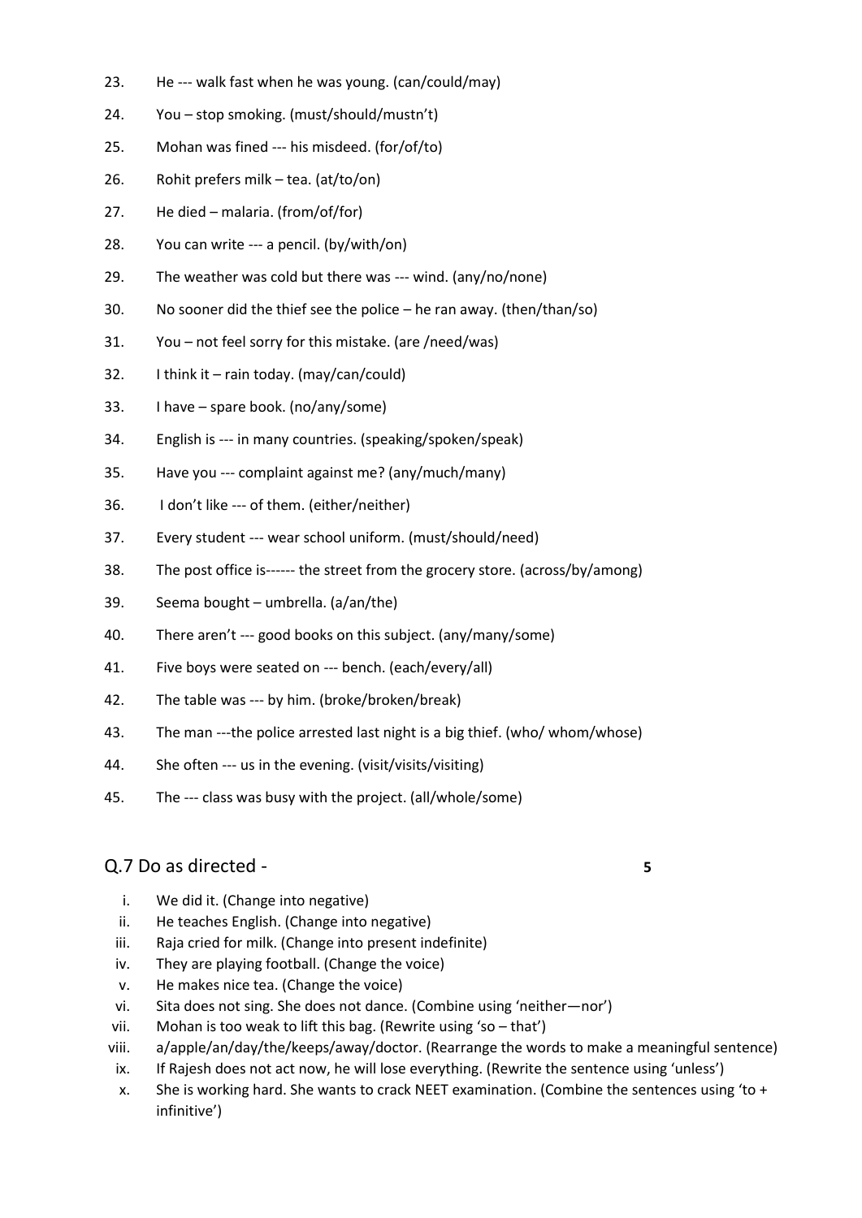23. He --- walk fast when he was young. (can/could/may)
24. You – stop smoking. (must/should/mustn't)
25. Mohan was fined --- his misdeed. (for/of/to)
26. Rohit prefers milk – tea. (at/to/on)
27. He died – malaria. (from/of/for)
28. You can write --- a pencil. (by/with/on)
29. The weather was cold but there was --- wind. (any/no/none)
30. No sooner did the thief see the police – he ran away. (then/than/so)
31. You – not feel sorry for this mistake. (are /need/was)
32. I think it – rain today. (may/can/could)
33. I have – spare book. (no/any/some)
34. English is --- in many countries. (speaking/spoken/speak)
35. Have you --- complaint against me? (any/much/many)
36. I don't like --- of them. (either/neither)
37. Every student --- wear school uniform. (must/should/need)
38. The post office is------ the street from the grocery store. (across/by/among)
39. Seema bought – umbrella. (a/an/the)
40. There aren't --- good books on this subject. (any/many/some)
41. Five boys were seated on --- bench. (each/every/all)
42. The table was --- by him. (broke/broken/break)
43. The man ---the police arrested last night is a big thief. (who/ whom/whose)
44. She often --- us in the evening. (visit/visits/visiting)
45. The --- class was busy with the project. (all/whole/some)

## Q.7 Do as directed - **5**

i. We did it. (Change into negative)
ii. He teaches English. (Change into negative)
iii. Raja cried for milk. (Change into present indefinite)
iv. They are playing football. (Change the voice)
v. He makes nice tea. (Change the voice)
vi. Sita does not sing. She does not dance. (Combine using 'neither—nor')
vii. Mohan is too weak to lift this bag. (Rewrite using 'so – that')
viii. a/apple/an/day/the/keeps/away/doctor. (Rearrange the words to make a meaningful sentence)
ix. If Rajesh does not act now, he will lose everything. (Rewrite the sentence using 'unless')
x. She is working hard. She wants to crack NEET examination. (Combine the sentences using 'to + infinitive')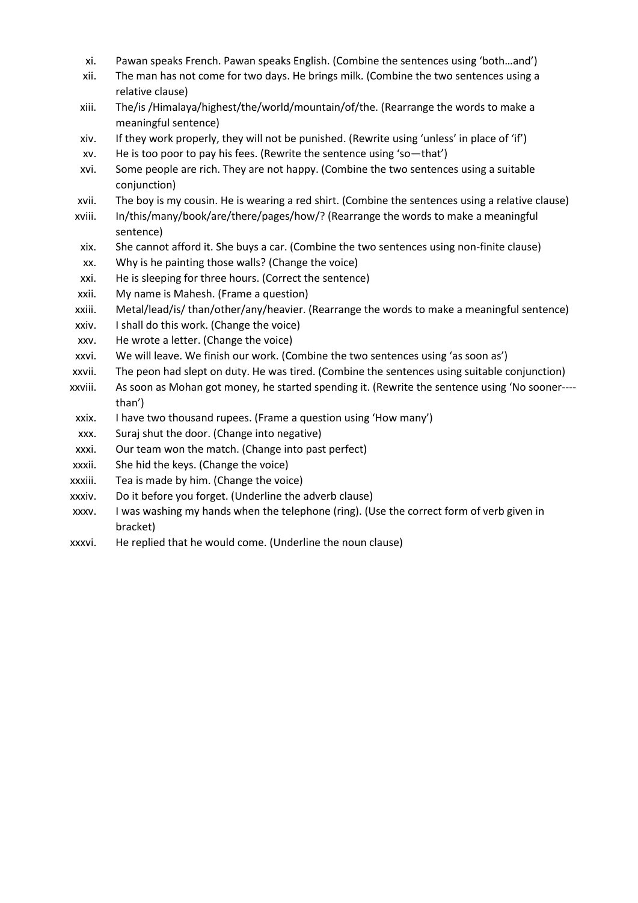xi. Pawan speaks French. Pawan speaks English. (Combine the sentences using 'both…and')

xii. The man has not come for two days. He brings milk. (Combine the two sentences using a relative clause)

xiii. The/is /Himalaya/highest/the/world/mountain/of/the. (Rearrange the words to make a meaningful sentence)

xiv. If they work properly, they will not be punished. (Rewrite using 'unless' in place of 'if')

xv. He is too poor to pay his fees. (Rewrite the sentence using 'so—that')

xvi. Some people are rich. They are not happy. (Combine the two sentences using a suitable conjunction)

xvii. The boy is my cousin. He is wearing a red shirt. (Combine the sentences using a relative clause)

xviii. In/this/many/book/are/there/pages/how/? (Rearrange the words to make a meaningful sentence)

xix. She cannot afford it. She buys a car. (Combine the two sentences using non-finite clause)

xx. Why is he painting those walls? (Change the voice)

xxi. He is sleeping for three hours. (Correct the sentence)

xxii. My name is Mahesh. (Frame a question)

xxiii. Metal/lead/is/ than/other/any/heavier. (Rearrange the words to make a meaningful sentence)

xxiv. I shall do this work. (Change the voice)

xxv. He wrote a letter. (Change the voice)

xxvi. We will leave. We finish our work. (Combine the two sentences using 'as soon as')

xxvii. The peon had slept on duty. He was tired. (Combine the sentences using suitable conjunction)

xxviii. As soon as Mohan got money, he started spending it. (Rewrite the sentence using 'No sooner----than')

xxix. I have two thousand rupees. (Frame a question using 'How many')

xxx. Suraj shut the door. (Change into negative)

xxxi. Our team won the match. (Change into past perfect)

xxxii. She hid the keys. (Change the voice)

xxxiii. Tea is made by him. (Change the voice)

xxxiv. Do it before you forget. (Underline the adverb clause)

xxxv. I was washing my hands when the telephone (ring). (Use the correct form of verb given in bracket)

xxxvi. He replied that he would come. (Underline the noun clause)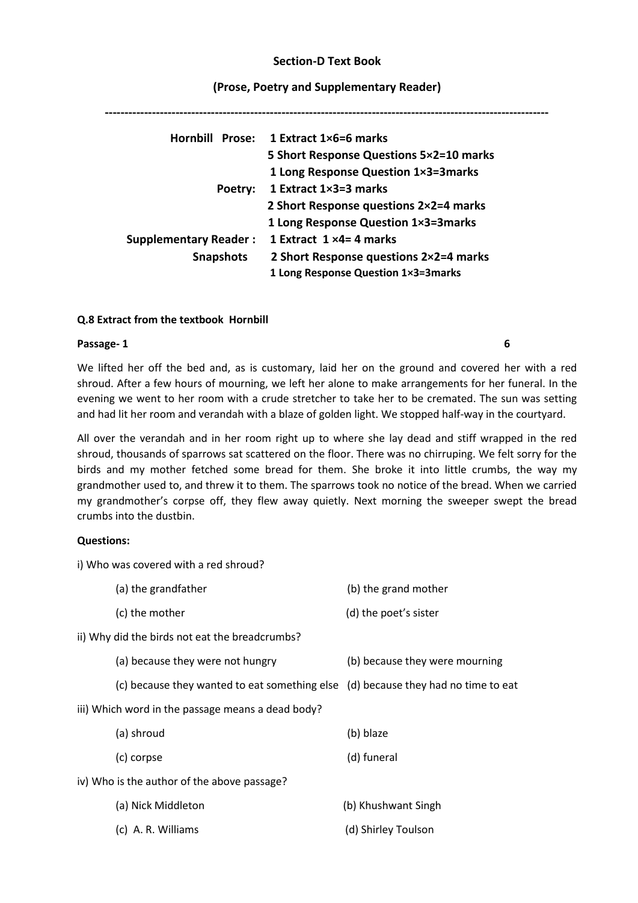**Section-D Text Book**

**(Prose, Poetry and Supplementary Reader)**

---

| | |
|---|---|
| **Hornbill Prose:** | **1 Extract 1×6=6 marks** |
| | **5 Short Response Questions 5×2=10 marks** |
| | **1 Long Response Question 1×3=3marks** |
| **Poetry:** | **1 Extract 1×3=3 marks** |
| | **2 Short Response questions 2×2=4 marks** |
| | **1 Long Response Question 1×3=3marks** |
| **Supplementary Reader : Snapshots** | **1 Extract 1 ×4= 4 marks** |
| | **2 Short Response questions 2×2=4 marks** |
| | **1 Long Response Question 1×3=3marks** |

**Q.8 Extract from the textbook Hornbill**

**Passage- 1** **6**

We lifted her off the bed and, as is customary, laid her on the ground and covered her with a red shroud. After a few hours of mourning, we left her alone to make arrangements for her funeral. In the evening we went to her room with a crude stretcher to take her to be cremated. The sun was setting and had lit her room and verandah with a blaze of golden light. We stopped half-way in the courtyard.

All over the verandah and in her room right up to where she lay dead and stiff wrapped in the red shroud, thousands of sparrows sat scattered on the floor. There was no chirruping. We felt sorry for the birds and my mother fetched some bread for them. She broke it into little crumbs, the way my grandmother used to, and threw it to them. The sparrows took no notice of the bread. When we carried my grandmother's corpse off, they flew away quietly. Next morning the sweeper swept the bread crumbs into the dustbin.

**Questions:**

i) Who was covered with a red shroud?

(a) the grandfather (b) the grand mother

(c) the mother (d) the poet's sister

ii) Why did the birds not eat the breadcrumbs?

(a) because they were not hungry (b) because they were mourning

(c) because they wanted to eat something else (d) because they had no time to eat

iii) Which word in the passage means a dead body?

(a) shroud (b) blaze

(c) corpse (d) funeral

iv) Who is the author of the above passage?

(a) Nick Middleton (b) Khushwant Singh

(c) A. R. Williams (d) Shirley Toulson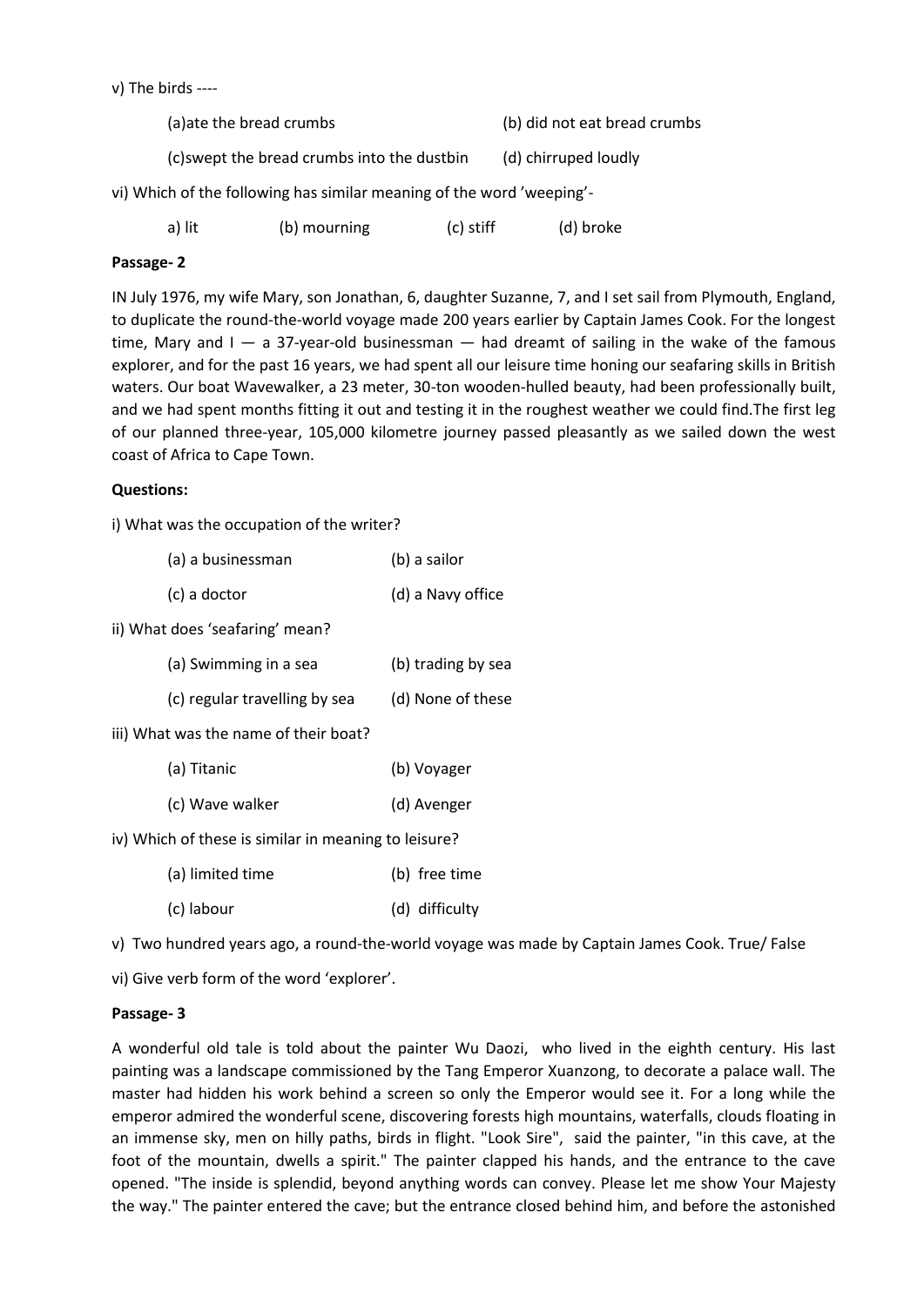v) The birds ----

(a)ate the bread crumbs (b) did not eat bread crumbs

(c)swept the bread crumbs into the dustbin (d) chirruped loudly

vi) Which of the following has similar meaning of the word 'weeping'-

a) lit (b) mourning (c) stiff (d) broke

**Passage- 2**

IN July 1976, my wife Mary, son Jonathan, 6, daughter Suzanne, 7, and I set sail from Plymouth, England, to duplicate the round-the-world voyage made 200 years earlier by Captain James Cook. For the longest time, Mary and I — a 37-year-old businessman — had dreamt of sailing in the wake of the famous explorer, and for the past 16 years, we had spent all our leisure time honing our seafaring skills in British waters. Our boat Wavewalker, a 23 meter, 30-ton wooden-hulled beauty, had been professionally built, and we had spent months fitting it out and testing it in the roughest weather we could find.The first leg of our planned three-year, 105,000 kilometre journey passed pleasantly as we sailed down the west coast of Africa to Cape Town.

**Questions:**

i) What was the occupation of the writer?

(a) a businessman (b) a sailor

(c) a doctor (d) a Navy office

ii) What does 'seafaring' mean?

(a) Swimming in a sea (b) trading by sea

(c) regular travelling by sea (d) None of these

iii) What was the name of their boat?

(a) Titanic (b) Voyager

(c) Wave walker (d) Avenger

iv) Which of these is similar in meaning to leisure?

(a) limited time (b) free time

(c) labour (d) difficulty

v) Two hundred years ago, a round-the-world voyage was made by Captain James Cook. True/ False

vi) Give verb form of the word 'explorer'.

**Passage- 3**

A wonderful old tale is told about the painter Wu Daozi, who lived in the eighth century. His last painting was a landscape commissioned by the Tang Emperor Xuanzong, to decorate a palace wall. The master had hidden his work behind a screen so only the Emperor would see it. For a long while the emperor admired the wonderful scene, discovering forests high mountains, waterfalls, clouds floating in an immense sky, men on hilly paths, birds in flight. "Look Sire", said the painter, "in this cave, at the foot of the mountain, dwells a spirit." The painter clapped his hands, and the entrance to the cave opened. "The inside is splendid, beyond anything words can convey. Please let me show Your Majesty the way." The painter entered the cave; but the entrance closed behind him, and before the astonished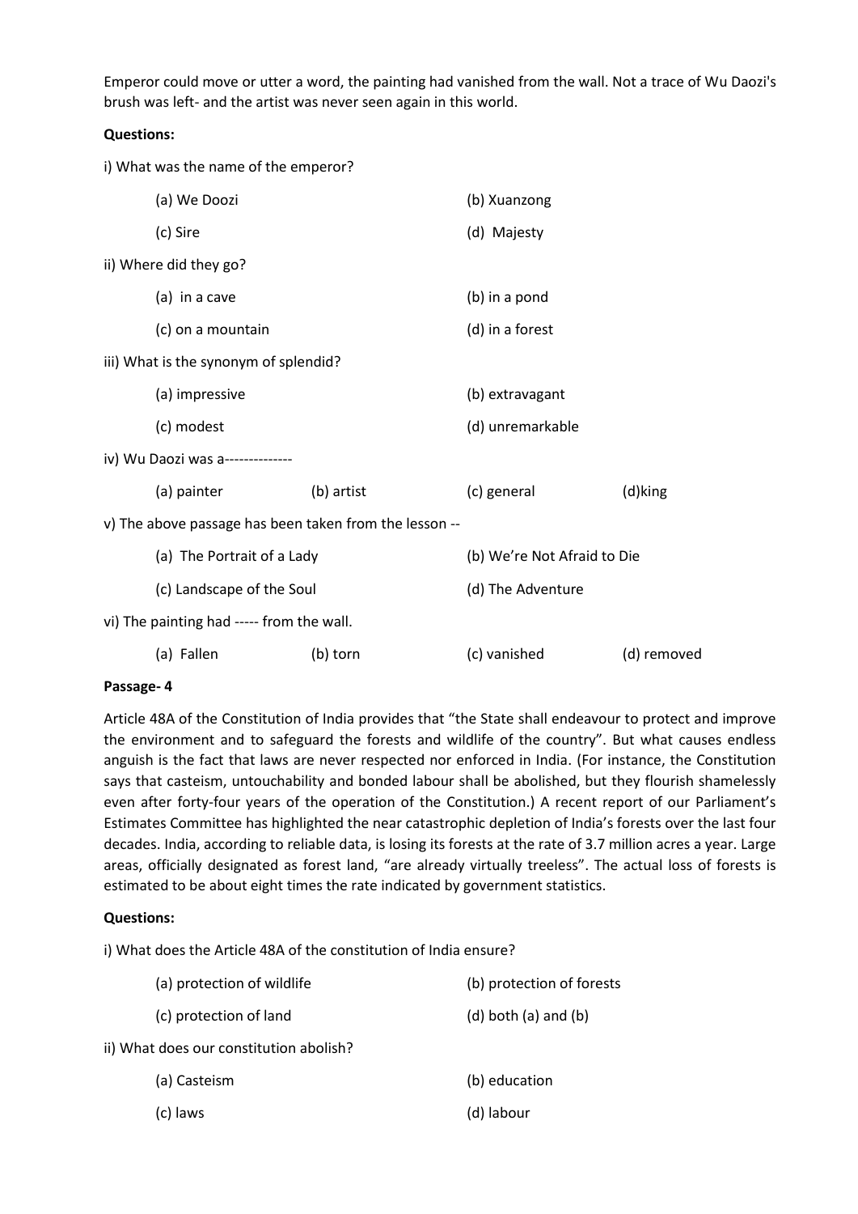Emperor could move or utter a word, the painting had vanished from the wall. Not a trace of Wu Daozi's brush was left- and the artist was never seen again in this world.

**Questions:**

i) What was the name of the emperor?

(a) We Doozi (b) Xuanzong

(c) Sire (d) Majesty

ii) Where did they go?

(a) in a cave (b) in a pond

(c) on a mountain (d) in a forest

iii) What is the synonym of splendid?

(a) impressive (b) extravagant

(c) modest (d) unremarkable

iv) Wu Daozi was a--------------

(a) painter (b) artist (c) general (d)king

v) The above passage has been taken from the lesson --

(a) The Portrait of a Lady (b) We're Not Afraid to Die

(c) Landscape of the Soul (d) The Adventure

vi) The painting had ----- from the wall.

(a) Fallen (b) torn (c) vanished (d) removed

**Passage- 4**

Article 48A of the Constitution of India provides that "the State shall endeavour to protect and improve the environment and to safeguard the forests and wildlife of the country". But what causes endless anguish is the fact that laws are never respected nor enforced in India. (For instance, the Constitution says that casteism, untouchability and bonded labour shall be abolished, but they flourish shamelessly even after forty-four years of the operation of the Constitution.) A recent report of our Parliament's Estimates Committee has highlighted the near catastrophic depletion of India's forests over the last four decades. India, according to reliable data, is losing its forests at the rate of 3.7 million acres a year. Large areas, officially designated as forest land, "are already virtually treeless". The actual loss of forests is estimated to be about eight times the rate indicated by government statistics.

**Questions:**

i) What does the Article 48A of the constitution of India ensure?

(a) protection of wildlife (b) protection of forests

(c) protection of land (d) both (a) and (b)

ii) What does our constitution abolish?

(a) Casteism (b) education

(c) laws (d) labour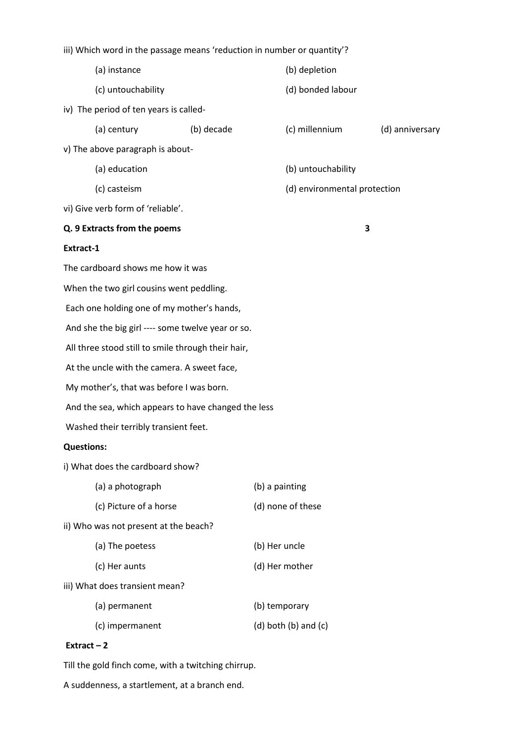iii) Which word in the passage means 'reduction in number or quantity'?

(a) instance (b) depletion

(c) untouchability (d) bonded labour

iv) The period of ten years is called-

(a) century (b) decade (c) millennium (d) anniversary

v) The above paragraph is about-

(a) education (b) untouchability

(c) casteism (d) environmental protection

vi) Give verb form of 'reliable'.

**Q. 9 Extracts from the poems** **3**

**Extract-1**

The cardboard shows me how it was

When the two girl cousins went peddling.

Each one holding one of my mother's hands,

And she the big girl ---- some twelve year or so.

All three stood still to smile through their hair,

At the uncle with the camera. A sweet face,

My mother's, that was before I was born.

And the sea, which appears to have changed the less

Washed their terribly transient feet.

**Questions:**

i) What does the cardboard show?

(a) a photograph (b) a painting

(c) Picture of a horse (d) none of these

ii) Who was not present at the beach?

(a) The poetess (b) Her uncle

(c) Her aunts (d) Her mother

iii) What does transient mean?

(a) permanent (b) temporary

(c) impermanent (d) both (b) and (c)

**Extract – 2**

Till the gold finch come, with a twitching chirrup.

A suddenness, a startlement, at a branch end.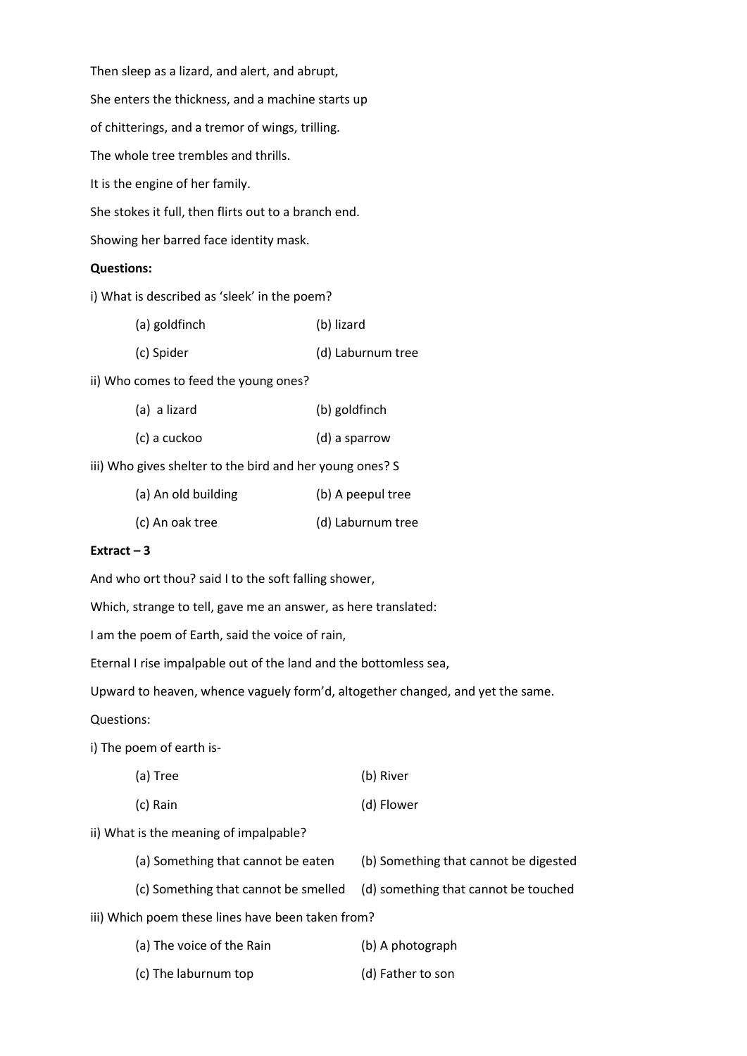Then sleep as a lizard, and alert, and abrupt,

She enters the thickness, and a machine starts up

of chitterings, and a tremor of wings, trilling.

The whole tree trembles and thrills.

It is the engine of her family.

She stokes it full, then flirts out to a branch end.

Showing her barred face identity mask.

**Questions:**

i) What is described as 'sleek' in the poem?

(a) goldfinch (b) lizard

(c) Spider (d) Laburnum tree

ii) Who comes to feed the young ones?

(a) a lizard (b) goldfinch

(c) a cuckoo (d) a sparrow

iii) Who gives shelter to the bird and her young ones? S

(a) An old building (b) A peepul tree

(c) An oak tree (d) Laburnum tree

**Extract – 3**

And who ort thou? said I to the soft falling shower,

Which, strange to tell, gave me an answer, as here translated:

I am the poem of Earth, said the voice of rain,

Eternal I rise impalpable out of the land and the bottomless sea,

Upward to heaven, whence vaguely form'd, altogether changed, and yet the same.

Questions:

i) The poem of earth is-

(a) Tree (b) River

(c) Rain (d) Flower

ii) What is the meaning of impalpable?

(a) Something that cannot be eaten (b) Something that cannot be digested

(c) Something that cannot be smelled (d) something that cannot be touched

iii) Which poem these lines have been taken from?

(a) The voice of the Rain (b) A photograph

(c) The laburnum top (d) Father to son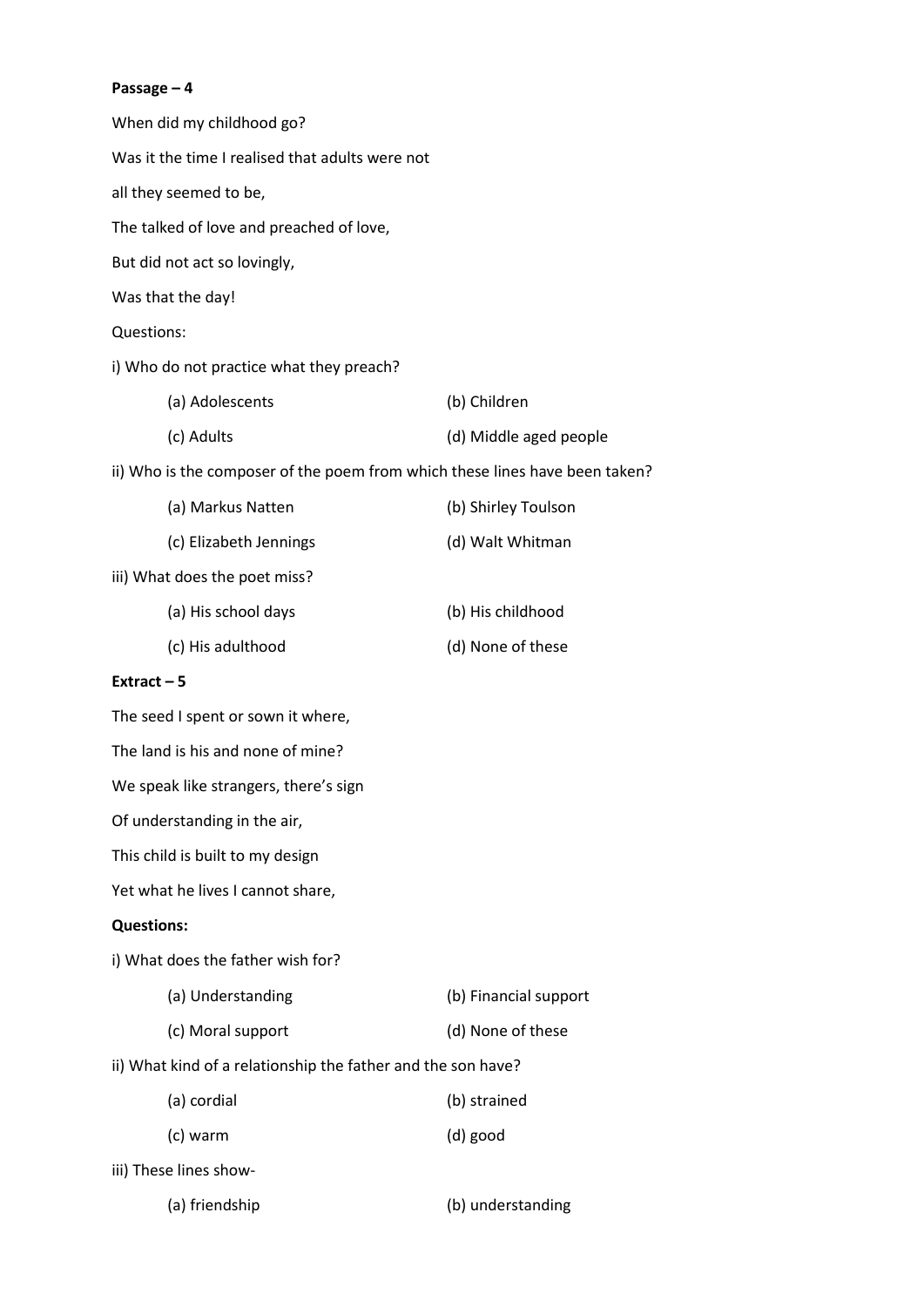**Passage – 4**

When did my childhood go?

Was it the time I realised that adults were not

all they seemed to be,

The talked of love and preached of love,

But did not act so lovingly,

Was that the day!

Questions:

i) Who do not practice what they preach?

(a) Adolescents (b) Children

(c) Adults (d) Middle aged people

ii) Who is the composer of the poem from which these lines have been taken?

(a) Markus Natten (b) Shirley Toulson

(c) Elizabeth Jennings (d) Walt Whitman

iii) What does the poet miss?

(a) His school days (b) His childhood

(c) His adulthood (d) None of these

**Extract – 5**

The seed I spent or sown it where,

The land is his and none of mine?

We speak like strangers, there's sign

Of understanding in the air,

This child is built to my design

Yet what he lives I cannot share,

**Questions:**

i) What does the father wish for?

(a) Understanding (b) Financial support

(c) Moral support (d) None of these

ii) What kind of a relationship the father and the son have?

(a) cordial (b) strained

(c) warm (d) good

iii) These lines show-

(a) friendship (b) understanding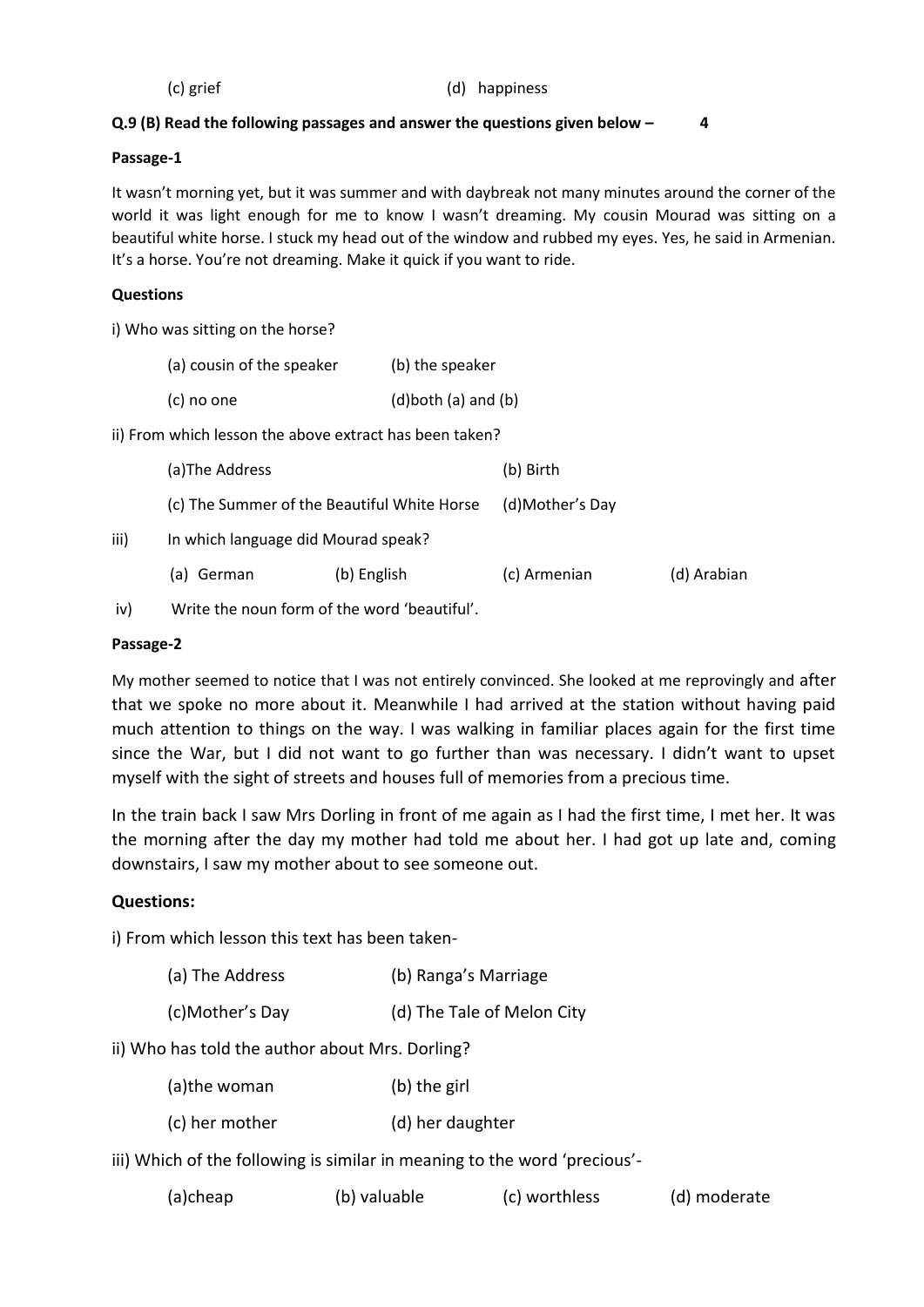(c) grief (d) happiness

**Q.9 (B) Read the following passages and answer the questions given below – 4**

**Passage-1**

It wasn't morning yet, but it was summer and with daybreak not many minutes around the corner of the world it was light enough for me to know I wasn't dreaming. My cousin Mourad was sitting on a beautiful white horse. I stuck my head out of the window and rubbed my eyes. Yes, he said in Armenian. It's a horse. You're not dreaming. Make it quick if you want to ride.

**Questions**

i) Who was sitting on the horse?

(a) cousin of the speaker (b) the speaker

(c) no one (d)both (a) and (b)

ii) From which lesson the above extract has been taken?

(a)The Address (b) Birth

(c) The Summer of the Beautiful White Horse (d)Mother's Day

iii) In which language did Mourad speak?

(a) German (b) English (c) Armenian (d) Arabian

iv) Write the noun form of the word 'beautiful'.

**Passage-2**

My mother seemed to notice that I was not entirely convinced. She looked at me reprovingly and after that we spoke no more about it. Meanwhile I had arrived at the station without having paid much attention to things on the way. I was walking in familiar places again for the first time since the War, but I did not want to go further than was necessary. I didn't want to upset myself with the sight of streets and houses full of memories from a precious time.

In the train back I saw Mrs Dorling in front of me again as I had the first time, I met her. It was the morning after the day my mother had told me about her. I had got up late and, coming downstairs, I saw my mother about to see someone out.

**Questions:**

i) From which lesson this text has been taken-

(a) The Address (b) Ranga's Marriage

(c)Mother's Day (d) The Tale of Melon City

ii) Who has told the author about Mrs. Dorling?

(a)the woman (b) the girl

(c) her mother (d) her daughter

iii) Which of the following is similar in meaning to the word 'precious'-

(a)cheap (b) valuable (c) worthless (d) moderate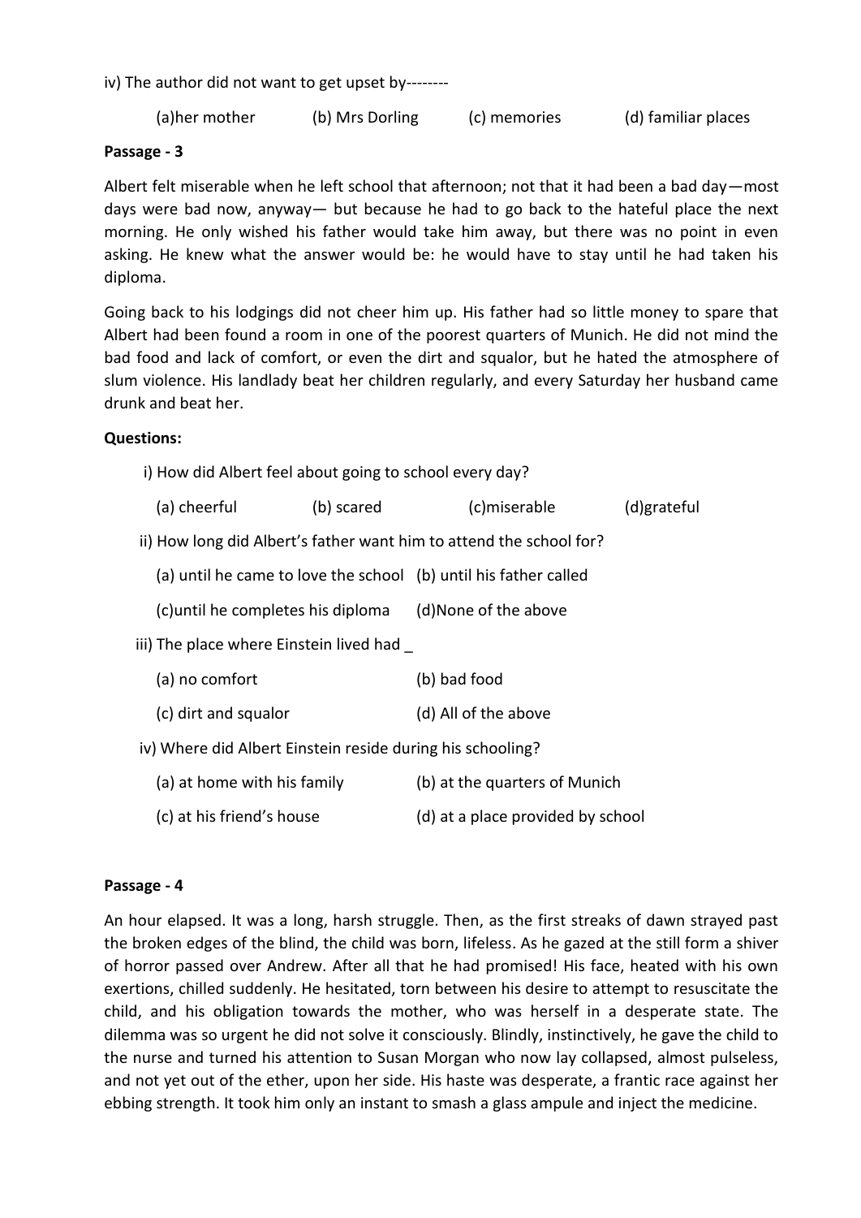iv) The author did not want to get upset by--------

(a)her mother (b) Mrs Dorling (c) memories (d) familiar places

**Passage - 3**

Albert felt miserable when he left school that afternoon; not that it had been a bad day—most days were bad now, anyway— but because he had to go back to the hateful place the next morning. He only wished his father would take him away, but there was no point in even asking. He knew what the answer would be: he would have to stay until he had taken his diploma.

Going back to his lodgings did not cheer him up. His father had so little money to spare that Albert had been found a room in one of the poorest quarters of Munich. He did not mind the bad food and lack of comfort, or even the dirt and squalor, but he hated the atmosphere of slum violence. His landlady beat her children regularly, and every Saturday her husband came drunk and beat her.

**Questions:**

i) How did Albert feel about going to school every day?

(a) cheerful (b) scared (c)miserable (d)grateful

ii) How long did Albert's father want him to attend the school for?

(a) until he came to love the school (b) until his father called

(c)until he completes his diploma (d)None of the above

iii) The place where Einstein lived had _

(a) no comfort (b) bad food

(c) dirt and squalor (d) All of the above

iv) Where did Albert Einstein reside during his schooling?

(a) at home with his family (b) at the quarters of Munich

(c) at his friend's house (d) at a place provided by school

**Passage - 4**

An hour elapsed. It was a long, harsh struggle. Then, as the first streaks of dawn strayed past the broken edges of the blind, the child was born, lifeless. As he gazed at the still form a shiver of horror passed over Andrew. After all that he had promised! His face, heated with his own exertions, chilled suddenly. He hesitated, torn between his desire to attempt to resuscitate the child, and his obligation towards the mother, who was herself in a desperate state. The dilemma was so urgent he did not solve it consciously. Blindly, instinctively, he gave the child to the nurse and turned his attention to Susan Morgan who now lay collapsed, almost pulseless, and not yet out of the ether, upon her side. His haste was desperate, a frantic race against her ebbing strength. It took him only an instant to smash a glass ampule and inject the medicine.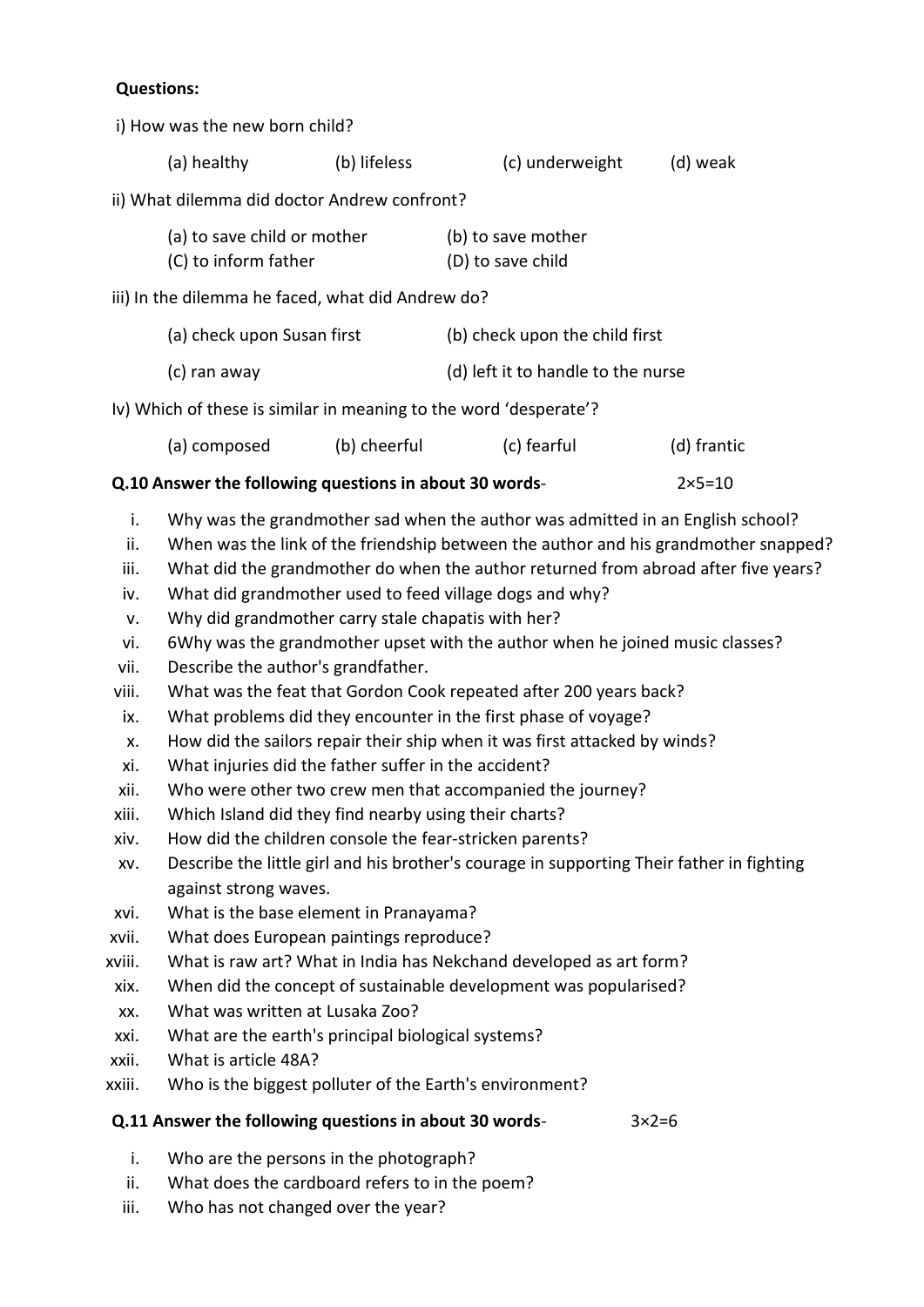**Questions:**

i) How was the new born child?

(a) healthy (b) lifeless (c) underweight (d) weak

ii) What dilemma did doctor Andrew confront?

(a) to save child or mother (b) to save mother
(C) to inform father (D) to save child

iii) In the dilemma he faced, what did Andrew do?

(a) check upon Susan first (b) check upon the child first

(c) ran away (d) left it to handle to the nurse

Iv) Which of these is similar in meaning to the word 'desperate'?

(a) composed (b) cheerful (c) fearful (d) frantic

**Q.10 Answer the following questions in about 30 words**- 2×5=10

i. Why was the grandmother sad when the author was admitted in an English school?
ii. When was the link of the friendship between the author and his grandmother snapped?
iii. What did the grandmother do when the author returned from abroad after five years?
iv. What did grandmother used to feed village dogs and why?
v. Why did grandmother carry stale chapatis with her?
vi. 6Why was the grandmother upset with the author when he joined music classes?
vii. Describe the author's grandfather.
viii. What was the feat that Gordon Cook repeated after 200 years back?
ix. What problems did they encounter in the first phase of voyage?
x. How did the sailors repair their ship when it was first attacked by winds?
xi. What injuries did the father suffer in the accident?
xii. Who were other two crew men that accompanied the journey?
xiii. Which Island did they find nearby using their charts?
xiv. How did the children console the fear-stricken parents?
xv. Describe the little girl and his brother's courage in supporting Their father in fighting against strong waves.
xvi. What is the base element in Pranayama?
xvii. What does European paintings reproduce?
xviii. What is raw art? What in India has Nekchand developed as art form?
xix. When did the concept of sustainable development was popularised?
xx. What was written at Lusaka Zoo?
xxi. What are the earth's principal biological systems?
xxii. What is article 48A?
xxiii. Who is the biggest polluter of the Earth's environment?

**Q.11 Answer the following questions in about 30 words**- 3×2=6

i. Who are the persons in the photograph?
ii. What does the cardboard refers to in the poem?
iii. Who has not changed over the year?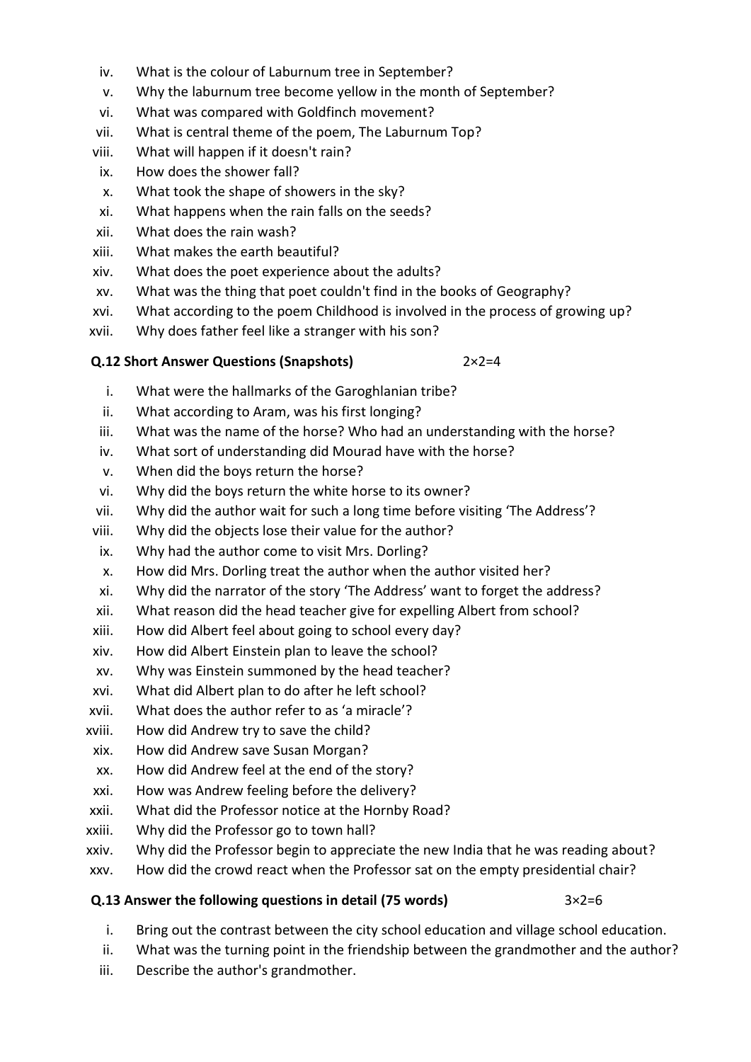iv. What is the colour of Laburnum tree in September?
v. Why the laburnum tree become yellow in the month of September?
vi. What was compared with Goldfinch movement?
vii. What is central theme of the poem, The Laburnum Top?
viii. What will happen if it doesn't rain?
ix. How does the shower fall?
x. What took the shape of showers in the sky?
xi. What happens when the rain falls on the seeds?
xii. What does the rain wash?
xiii. What makes the earth beautiful?
xiv. What does the poet experience about the adults?
xv. What was the thing that poet couldn't find in the books of Geography?
xvi. What according to the poem Childhood is involved in the process of growing up?
xvii. Why does father feel like a stranger with his son?

**Q.12 Short Answer Questions (Snapshots)** 2×2=4

i. What were the hallmarks of the Garoghlanian tribe?
ii. What according to Aram, was his first longing?
iii. What was the name of the horse? Who had an understanding with the horse?
iv. What sort of understanding did Mourad have with the horse?
v. When did the boys return the horse?
vi. Why did the boys return the white horse to its owner?
vii. Why did the author wait for such a long time before visiting 'The Address'?
viii. Why did the objects lose their value for the author?
ix. Why had the author come to visit Mrs. Dorling?
x. How did Mrs. Dorling treat the author when the author visited her?
xi. Why did the narrator of the story 'The Address' want to forget the address?
xii. What reason did the head teacher give for expelling Albert from school?
xiii. How did Albert feel about going to school every day?
xiv. How did Albert Einstein plan to leave the school?
xv. Why was Einstein summoned by the head teacher?
xvi. What did Albert plan to do after he left school?
xvii. What does the author refer to as 'a miracle'?
xviii. How did Andrew try to save the child?
xix. How did Andrew save Susan Morgan?
xx. How did Andrew feel at the end of the story?
xxi. How was Andrew feeling before the delivery?
xxii. What did the Professor notice at the Hornby Road?
xxiii. Why did the Professor go to town hall?
xxiv. Why did the Professor begin to appreciate the new India that he was reading about?
xxv. How did the crowd react when the Professor sat on the empty presidential chair?

**Q.13 Answer the following questions in detail (75 words)** 3×2=6

i. Bring out the contrast between the city school education and village school education.
ii. What was the turning point in the friendship between the grandmother and the author?
iii. Describe the author's grandmother.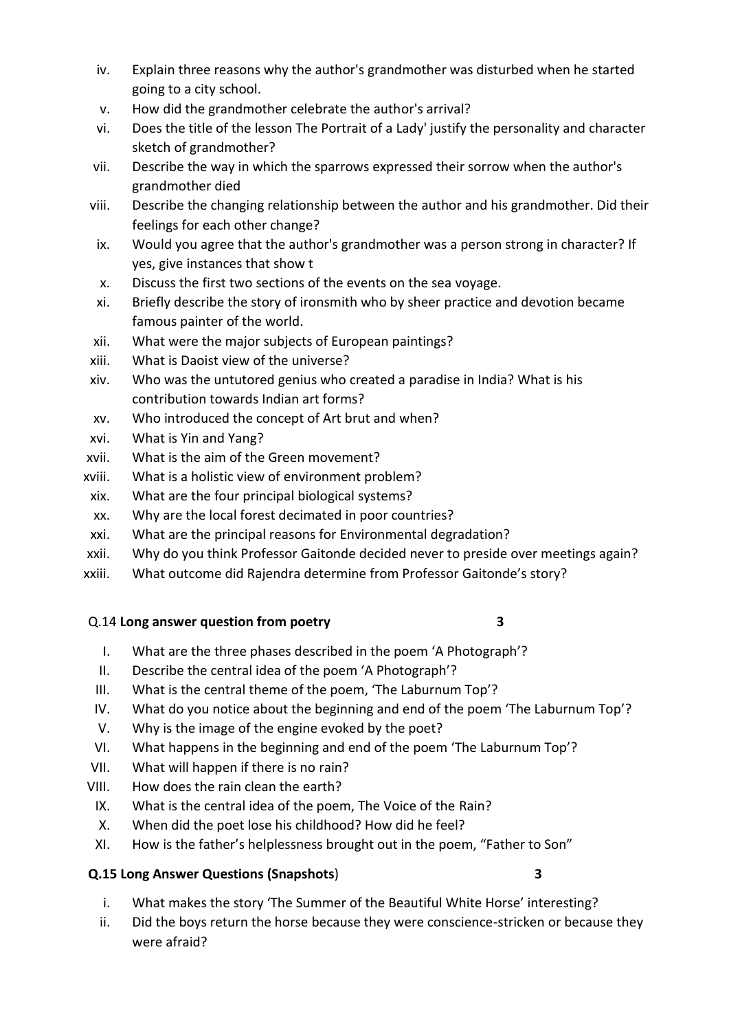iv. Explain three reasons why the author's grandmother was disturbed when he started going to a city school.
v. How did the grandmother celebrate the author's arrival?
vi. Does the title of the lesson The Portrait of a Lady' justify the personality and character sketch of grandmother?
vii. Describe the way in which the sparrows expressed their sorrow when the author's grandmother died
viii. Describe the changing relationship between the author and his grandmother. Did their feelings for each other change?
ix. Would you agree that the author's grandmother was a person strong in character? If yes, give instances that show t
x. Discuss the first two sections of the events on the sea voyage.
xi. Briefly describe the story of ironsmith who by sheer practice and devotion became famous painter of the world.
xii. What were the major subjects of European paintings?
xiii. What is Daoist view of the universe?
xiv. Who was the untutored genius who created a paradise in India? What is his contribution towards Indian art forms?
xv. Who introduced the concept of Art brut and when?
xvi. What is Yin and Yang?
xvii. What is the aim of the Green movement?
xviii. What is a holistic view of environment problem?
xix. What are the four principal biological systems?
xx. Why are the local forest decimated in poor countries?
xxi. What are the principal reasons for Environmental degradation?
xxii. Why do you think Professor Gaitonde decided never to preside over meetings again?
xxiii. What outcome did Rajendra determine from Professor Gaitonde's story?

Q.14 **Long answer question from poetry** 3

I. What are the three phases described in the poem 'A Photograph'?
II. Describe the central idea of the poem 'A Photograph'?
III. What is the central theme of the poem, 'The Laburnum Top'?
IV. What do you notice about the beginning and end of the poem 'The Laburnum Top'?
V. Why is the image of the engine evoked by the poet?
VI. What happens in the beginning and end of the poem 'The Laburnum Top'?
VII. What will happen if there is no rain?
VIII. How does the rain clean the earth?
IX. What is the central idea of the poem, The Voice of the Rain?
X. When did the poet lose his childhood? How did he feel?
XI. How is the father's helplessness brought out in the poem, "Father to Son"

**Q.15 Long Answer Questions (Snapshots)** 3

i. What makes the story 'The Summer of the Beautiful White Horse' interesting?
ii. Did the boys return the horse because they were conscience-stricken or because they were afraid?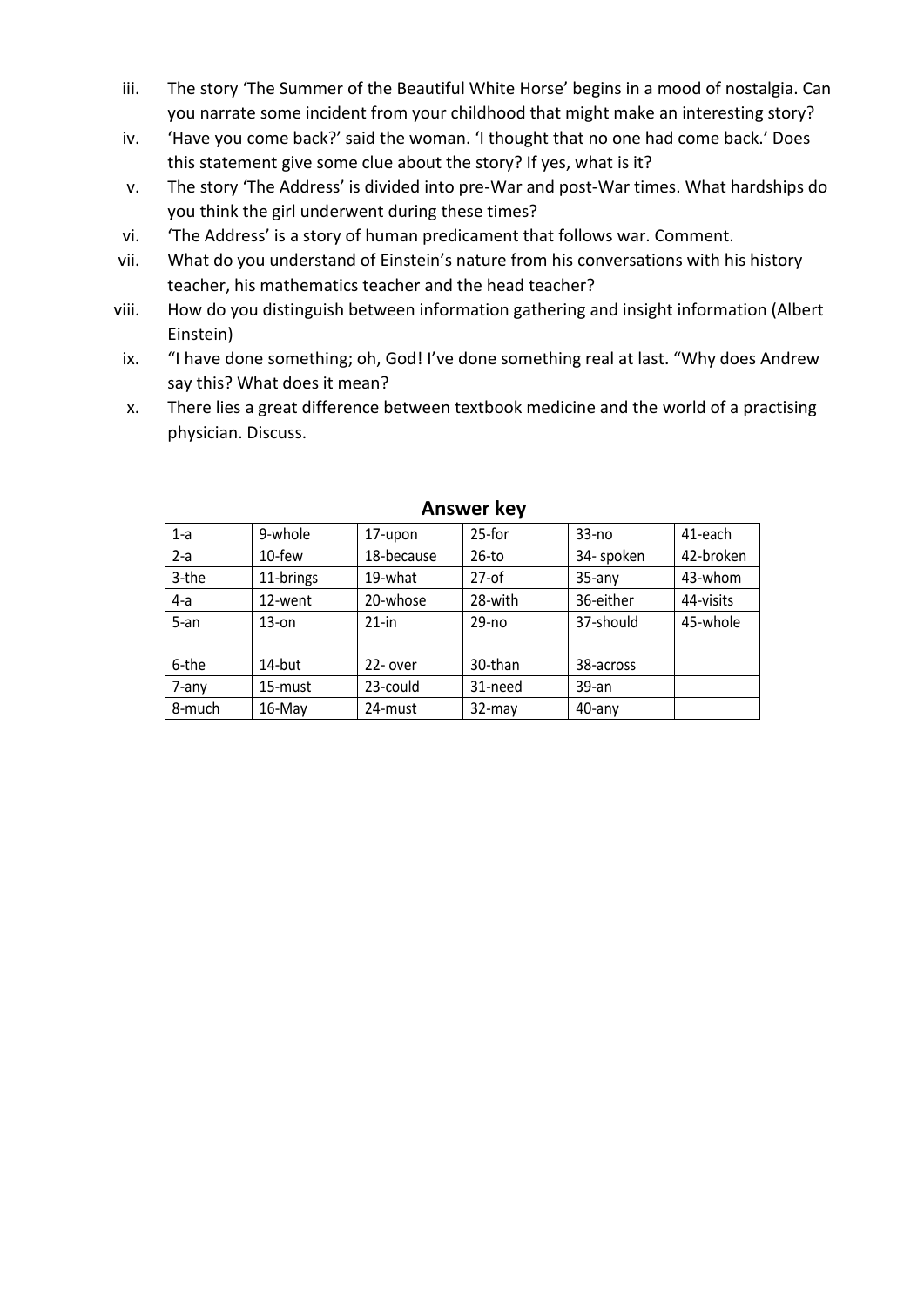iii. The story 'The Summer of the Beautiful White Horse' begins in a mood of nostalgia. Can you narrate some incident from your childhood that might make an interesting story?

iv. 'Have you come back?' said the woman. 'I thought that no one had come back.' Does this statement give some clue about the story? If yes, what is it?

v. The story 'The Address' is divided into pre-War and post-War times. What hardships do you think the girl underwent during these times?

vi. 'The Address' is a story of human predicament that follows war. Comment.

vii. What do you understand of Einstein's nature from his conversations with his history teacher, his mathematics teacher and the head teacher?

viii. How do you distinguish between information gathering and insight information (Albert Einstein)

ix. "I have done something; oh, God! I've done something real at last. "Why does Andrew say this? What does it mean?

x. There lies a great difference between textbook medicine and the world of a practising physician. Discuss.

## Answer key

| | | | | | |
|---|---|---|---|---|---|
| 1-a | 9-whole | 17-upon | 25-for | 33-no | 41-each |
| 2-a | 10-few | 18-because | 26-to | 34- spoken | 42-broken |
| 3-the | 11-brings | 19-what | 27-of | 35-any | 43-whom |
| 4-a | 12-went | 20-whose | 28-with | 36-either | 44-visits |
| 5-an | 13-on | 21-in | 29-no | 37-should | 45-whole |
| 6-the | 14-but | 22- over | 30-than | 38-across | |
| 7-any | 15-must | 23-could | 31-need | 39-an | |
| 8-much | 16-May | 24-must | 32-may | 40-any | |